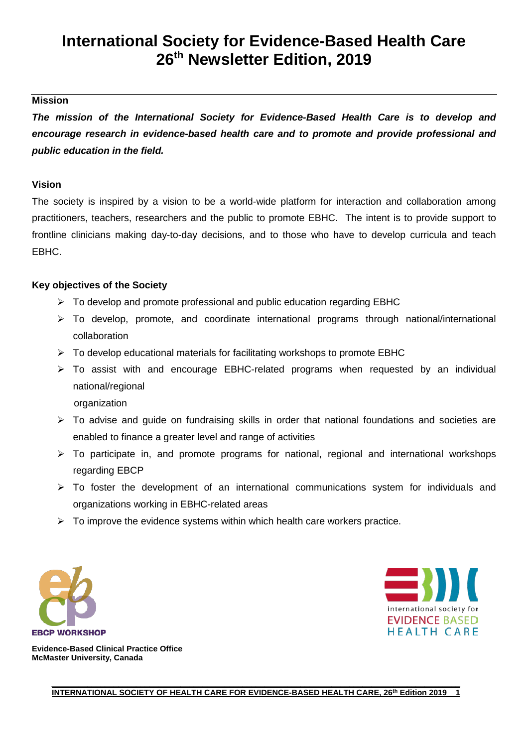# International Society for Evidence-Based Health Care 26th Newsletter Edition, 2019

## Mission

***The mission of the International Society for Evidence-Based Health Care is to develop and encourage research in evidence-based health care and to promote and provide professional and public education in the field.***

## Vision

The society is inspired by a vision to be a world-wide platform for interaction and collaboration among practitioners, teachers, researchers and the public to promote EBHC. The intent is to provide support to frontline clinicians making day-to-day decisions, and to those who have to develop curricula and teach EBHC.

## Key objectives of the Society

- To develop and promote professional and public education regarding EBHC
- To develop, promote, and coordinate international programs through national/international collaboration
- To develop educational materials for facilitating workshops to promote EBHC
- To assist with and encourage EBHC-related programs when requested by an individual national/regional organization
- To advise and guide on fundraising skills in order that national foundations and societies are enabled to finance a greater level and range of activities
- To participate in, and promote programs for national, regional and international workshops regarding EBCP
- To foster the development of an international communications system for individuals and organizations working in EBHC-related areas
- To improve the evidence systems within which health care workers practice.

EBCP WORKSHOP

**Evidence-Based Clinical Practice Office**
**McMaster University, Canada**

international society for EVIDENCE BASED HEALTH CARE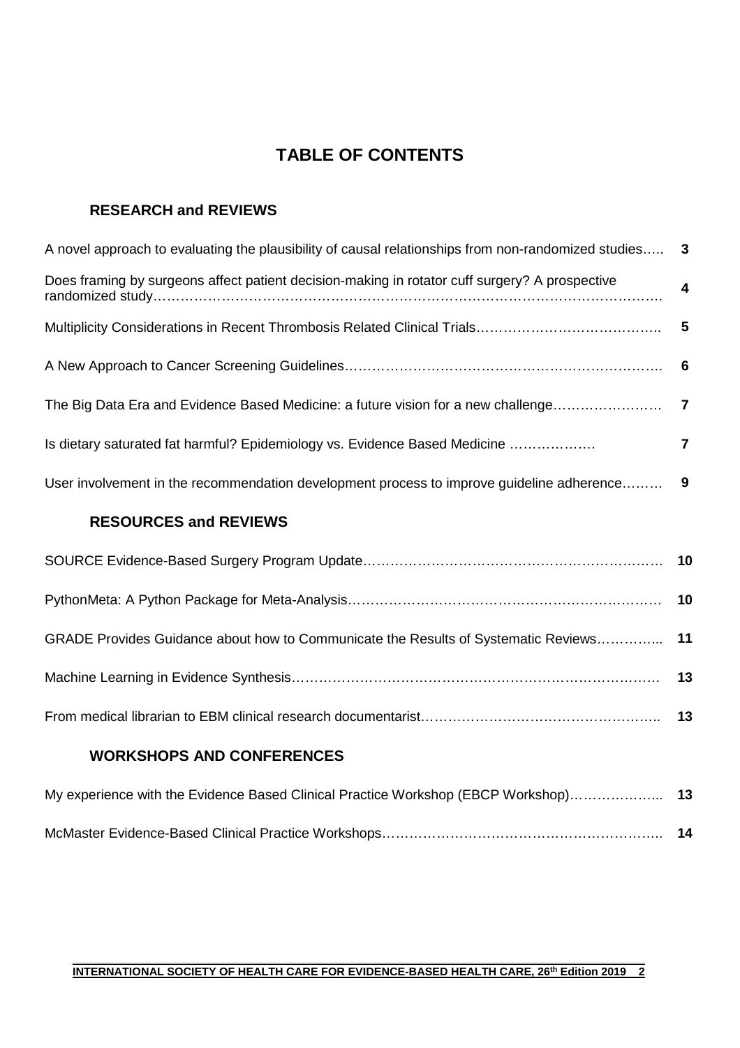# TABLE OF CONTENTS

## RESEARCH and REVIEWS

| | |
|---|---|
| A novel approach to evaluating the plausibility of causal relationships from non-randomized studies….. | 3 |
| Does framing by surgeons affect patient decision-making in rotator cuff surgery? A prospective randomized study………………………………………………………………………………… | 4 |
| Multiplicity Considerations in Recent Thrombosis Related Clinical Trials………………………………….. | 5 |
| A New Approach to Cancer Screening Guidelines……………………………………………………………. | 6 |
| The Big Data Era and Evidence Based Medicine: a future vision for a new challenge……………………. | 7 |
| Is dietary saturated fat harmful? Epidemiology vs. Evidence Based Medicine ……………… | 7 |
| User involvement in the recommendation development process to improve guideline adherence……… | 9 |

## RESOURCES and REVIEWS

| | |
|---|---|
| SOURCE Evidence-Based Surgery Program Update……………………………………………………… | 10 |
| PythonMeta: A Python Package for Meta-Analysis…………………………………………………………… | 10 |
| GRADE Provides Guidance about how to Communicate the Results of Systematic Reviews………….... | 11 |
| Machine Learning in Evidence Synthesis……………………………………………………………………… | 13 |
| From medical librarian to EBM clinical research documentarist…………………………………………….. | 13 |

## WORKSHOPS AND CONFERENCES

| | |
|---|---|
| My experience with the Evidence Based Clinical Practice Workshop (EBCP Workshop)……………….... | 13 |
| McMaster Evidence-Based Clinical Practice Workshops…………………………………………………….. | 14 |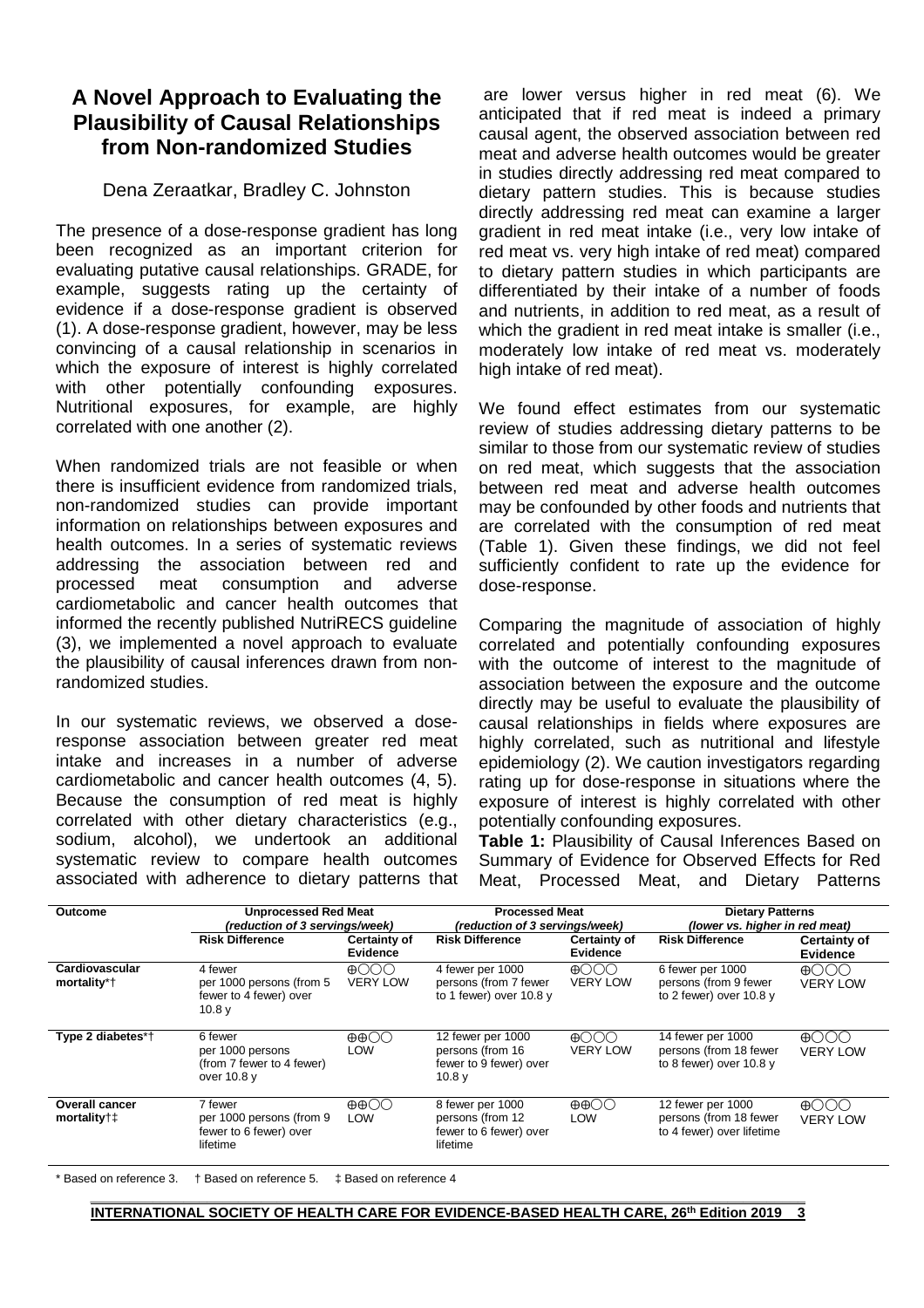# A Novel Approach to Evaluating the Plausibility of Causal Relationships from Non-randomized Studies

Dena Zeraatkar, Bradley C. Johnston

The presence of a dose-response gradient has long been recognized as an important criterion for evaluating putative causal relationships. GRADE, for example, suggests rating up the certainty of evidence if a dose-response gradient is observed (1). A dose-response gradient, however, may be less convincing of a causal relationship in scenarios in which the exposure of interest is highly correlated with other potentially confounding exposures. Nutritional exposures, for example, are highly correlated with one another (2).

When randomized trials are not feasible or when there is insufficient evidence from randomized trials, non-randomized studies can provide important information on relationships between exposures and health outcomes. In a series of systematic reviews addressing the association between red and processed meat consumption and adverse cardiometabolic and cancer health outcomes that informed the recently published NutriRECS guideline (3), we implemented a novel approach to evaluate the plausibility of causal inferences drawn from non-randomized studies.

In our systematic reviews, we observed a dose-response association between greater red meat intake and increases in a number of adverse cardiometabolic and cancer health outcomes (4, 5). Because the consumption of red meat is highly correlated with other dietary characteristics (e.g., sodium, alcohol), we undertook an additional systematic review to compare health outcomes associated with adherence to dietary patterns that are lower versus higher in red meat (6). We anticipated that if red meat is indeed a primary causal agent, the observed association between red meat and adverse health outcomes would be greater in studies directly addressing red meat compared to dietary pattern studies. This is because studies directly addressing red meat can examine a larger gradient in red meat intake (i.e., very low intake of red meat vs. very high intake of red meat) compared to dietary pattern studies in which participants are differentiated by their intake of a number of foods and nutrients, in addition to red meat, as a result of which the gradient in red meat intake is smaller (i.e., moderately low intake of red meat vs. moderately high intake of red meat).

We found effect estimates from our systematic review of studies addressing dietary patterns to be similar to those from our systematic review of studies on red meat, which suggests that the association between red meat and adverse health outcomes may be confounded by other foods and nutrients that are correlated with the consumption of red meat (Table 1). Given these findings, we did not feel sufficiently confident to rate up the evidence for dose-response.

Comparing the magnitude of association of highly correlated and potentially confounding exposures with the outcome of interest to the magnitude of association between the exposure and the outcome directly may be useful to evaluate the plausibility of causal relationships in fields where exposures are highly correlated, such as nutritional and lifestyle epidemiology (2). We caution investigators regarding rating up for dose-response in situations where the exposure of interest is highly correlated with other potentially confounding exposures.

**Table 1:** Plausibility of Causal Inferences Based on Summary of Evidence for Observed Effects for Red Meat, Processed Meat, and Dietary Patterns

| Outcome | **Unprocessed Red Meat** *(reduction of 3 servings/week)* | | **Processed Meat** *(reduction of 3 servings/week)* | | **Dietary Patterns** *(lower vs. higher in red meat)* | |
|---|---|---|---|---|---|---|
| | **Risk Difference** | **Certainty of Evidence** | **Risk Difference** | **Certainty of Evidence** | **Risk Difference** | **Certainty of Evidence** |
| **Cardiovascular mortality**\*† | 4 fewer per 1000 persons (from 5 fewer to 4 fewer) over 10.8 y | ⊕◯◯◯ VERY LOW | 4 fewer per 1000 persons (from 7 fewer to 1 fewer) over 10.8 y | ⊕◯◯◯ VERY LOW | 6 fewer per 1000 persons (from 9 fewer to 2 fewer) over 10.8 y | ⊕◯◯◯ VERY LOW |
| **Type 2 diabetes**\*† | 6 fewer per 1000 persons (from 7 fewer to 4 fewer) over 10.8 y | ⊕⊕◯◯ LOW | 12 fewer per 1000 persons (from 16 fewer to 9 fewer) over 10.8 y | ⊕◯◯◯ VERY LOW | 14 fewer per 1000 persons (from 18 fewer to 8 fewer) over 10.8 y | ⊕◯◯◯ VERY LOW |
| **Overall cancer mortality**†‡ | 7 fewer per 1000 persons (from 9 fewer to 6 fewer) over lifetime | ⊕⊕◯◯ LOW | 8 fewer per 1000 persons (from 12 fewer to 6 fewer) over lifetime | ⊕⊕◯◯ LOW | 12 fewer per 1000 persons (from 18 fewer to 4 fewer) over lifetime | ⊕◯◯◯ VERY LOW |

\* Based on reference 3. † Based on reference 5. ‡ Based on reference 4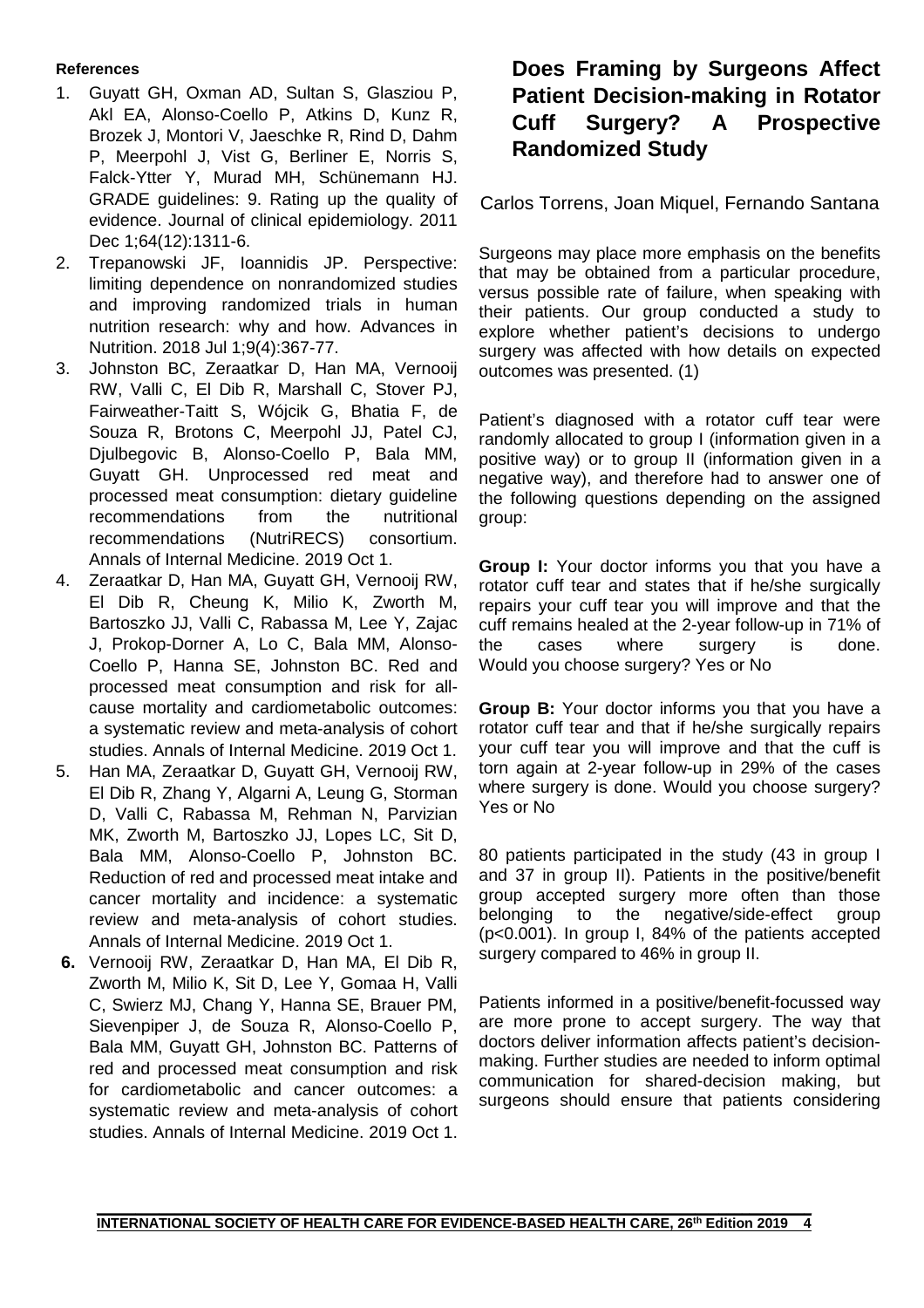**References**

1. Guyatt GH, Oxman AD, Sultan S, Glasziou P, Akl EA, Alonso-Coello P, Atkins D, Kunz R, Brozek J, Montori V, Jaeschke R, Rind D, Dahm P, Meerpohl J, Vist G, Berliner E, Norris S, Falck-Ytter Y, Murad MH, Schünemann HJ. GRADE guidelines: 9. Rating up the quality of evidence. Journal of clinical epidemiology. 2011 Dec 1;64(12):1311-6.
2. Trepanowski JF, Ioannidis JP. Perspective: limiting dependence on nonrandomized studies and improving randomized trials in human nutrition research: why and how. Advances in Nutrition. 2018 Jul 1;9(4):367-77.
3. Johnston BC, Zeraatkar D, Han MA, Vernooij RW, Valli C, El Dib R, Marshall C, Stover PJ, Fairweather-Taitt S, Wójcik G, Bhatia F, de Souza R, Brotons C, Meerpohl JJ, Patel CJ, Djulbegovic B, Alonso-Coello P, Bala MM, Guyatt GH. Unprocessed red meat and processed meat consumption: dietary guideline recommendations from the nutritional recommendations (NutriRECS) consortium. Annals of Internal Medicine. 2019 Oct 1.
4. Zeraatkar D, Han MA, Guyatt GH, Vernooij RW, El Dib R, Cheung K, Milio K, Zworth M, Bartoszko JJ, Valli C, Rabassa M, Lee Y, Zajac J, Prokop-Dorner A, Lo C, Bala MM, Alonso-Coello P, Hanna SE, Johnston BC. Red and processed meat consumption and risk for all-cause mortality and cardiometabolic outcomes: a systematic review and meta-analysis of cohort studies. Annals of Internal Medicine. 2019 Oct 1.
5. Han MA, Zeraatkar D, Guyatt GH, Vernooij RW, El Dib R, Zhang Y, Algarni A, Leung G, Storman D, Valli C, Rabassa M, Rehman N, Parvizian MK, Zworth M, Bartoszko JJ, Lopes LC, Sit D, Bala MM, Alonso-Coello P, Johnston BC. Reduction of red and processed meat intake and cancer mortality and incidence: a systematic review and meta-analysis of cohort studies. Annals of Internal Medicine. 2019 Oct 1.
6. Vernooij RW, Zeraatkar D, Han MA, El Dib R, Zworth M, Milio K, Sit D, Lee Y, Gomaa H, Valli C, Swierz MJ, Chang Y, Hanna SE, Brauer PM, Sievenpiper J, de Souza R, Alonso-Coello P, Bala MM, Guyatt GH, Johnston BC. Patterns of red and processed meat consumption and risk for cardiometabolic and cancer outcomes: a systematic review and meta-analysis of cohort studies. Annals of Internal Medicine. 2019 Oct 1.

## Does Framing by Surgeons Affect Patient Decision-making in Rotator Cuff Surgery? A Prospective Randomized Study

Carlos Torrens, Joan Miquel, Fernando Santana

Surgeons may place more emphasis on the benefits that may be obtained from a particular procedure, versus possible rate of failure, when speaking with their patients. Our group conducted a study to explore whether patient's decisions to undergo surgery was affected with how details on expected outcomes was presented. (1)

Patient's diagnosed with a rotator cuff tear were randomly allocated to group I (information given in a positive way) or to group II (information given in a negative way), and therefore had to answer one of the following questions depending on the assigned group:

**Group I:** Your doctor informs you that you have a rotator cuff tear and states that if he/she surgically repairs your cuff tear you will improve and that the cuff remains healed at the 2-year follow-up in 71% of the cases where surgery is done. Would you choose surgery? Yes or No

**Group B:** Your doctor informs you that you have a rotator cuff tear and that if he/she surgically repairs your cuff tear you will improve and that the cuff is torn again at 2-year follow-up in 29% of the cases where surgery is done. Would you choose surgery? Yes or No

80 patients participated in the study (43 in group I and 37 in group II). Patients in the positive/benefit group accepted surgery more often than those belonging to the negative/side-effect group ($p<0.001$). In group I, 84% of the patients accepted surgery compared to 46% in group II.

Patients informed in a positive/benefit-focussed way are more prone to accept surgery. The way that doctors deliver information affects patient's decision-making. Further studies are needed to inform optimal communication for shared-decision making, but surgeons should ensure that patients considering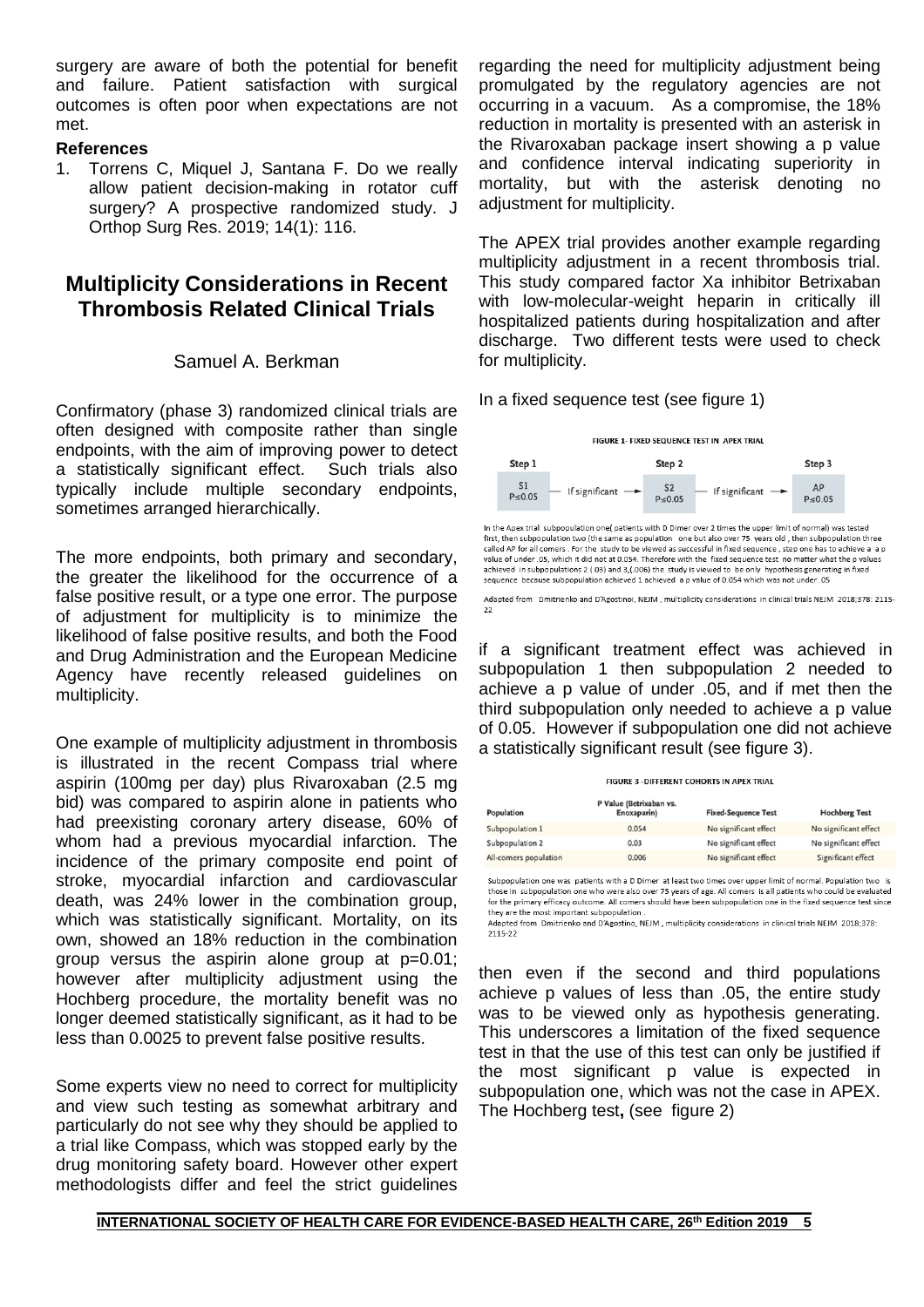surgery are aware of both the potential for benefit and failure. Patient satisfaction with surgical outcomes is often poor when expectations are not met.

**References**

1. Torrens C, Miquel J, Santana F. Do we really allow patient decision-making in rotator cuff surgery? A prospective randomized study. J Orthop Surg Res. 2019; 14(1): 116.

## Multiplicity Considerations in Recent Thrombosis Related Clinical Trials

Samuel A. Berkman

Confirmatory (phase 3) randomized clinical trials are often designed with composite rather than single endpoints, with the aim of improving power to detect a statistically significant effect. Such trials also typically include multiple secondary endpoints, sometimes arranged hierarchically.

The more endpoints, both primary and secondary, the greater the likelihood for the occurrence of a false positive result, or a type one error. The purpose of adjustment for multiplicity is to minimize the likelihood of false positive results, and both the Food and Drug Administration and the European Medicine Agency have recently released guidelines on multiplicity.

One example of multiplicity adjustment in thrombosis is illustrated in the recent Compass trial where aspirin (100mg per day) plus Rivaroxaban (2.5 mg bid) was compared to aspirin alone in patients who had preexisting coronary artery disease, 60% of whom had a previous myocardial infarction. The incidence of the primary composite end point of stroke, myocardial infarction and cardiovascular death, was 24% lower in the combination group, which was statistically significant. Mortality, on its own, showed an 18% reduction in the combination group versus the aspirin alone group at p=0.01; however after multiplicity adjustment using the Hochberg procedure, the mortality benefit was no longer deemed statistically significant, as it had to be less than 0.0025 to prevent false positive results.

Some experts view no need to correct for multiplicity and view such testing as somewhat arbitrary and particularly do not see why they should be applied to a trial like Compass, which was stopped early by the drug monitoring safety board. However other expert methodologists differ and feel the strict guidelines regarding the need for multiplicity adjustment being promulgated by the regulatory agencies are not occurring in a vacuum. As a compromise, the 18% reduction in mortality is presented with an asterisk in the Rivaroxaban package insert showing a p value and confidence interval indicating superiority in mortality, but with the asterisk denoting no adjustment for multiplicity.

The APEX trial provides another example regarding multiplicity adjustment in a recent thrombosis trial. This study compared factor Xa inhibitor Betrixaban with low-molecular-weight heparin in critically ill hospitalized patients during hospitalization and after discharge. Two different tests were used to check for multiplicity.

In a fixed sequence test (see figure 1)

**FIGURE 1- FIXED SEQUENCE TEST IN APEX TRIAL**

| Step 1 | | Step 2 | | Step 3 |
|---|---|---|---|---|
| S1 $P \leq 0.05$ | If significant → | S2 $P \leq 0.05$ | If significant → | AP $P \leq 0.05$ |

In the Apex trial subpopulation one( patients with D Dimer over 2 times the upper limit of normal) was tested first, then subpopulation two (the same as population one but also over 75 years old , then subpopulation three called AP for all comers . For the study to be viewed as successful in fixed sequence , step one has to achieve a a p value of under .05, which it did not at 0.054. Therefore with the fixed sequence test no matter what the p values achieved in subpopulations 2 (.03) and 3,(.006) the study is viewed to be only hypothesis generating in fixed sequence because subpopulation achieved 1 achieved a p value of 0.054 which was not under .05

Adapted from Dmitrienko and D'Agostinol, NEJM , multiplicity considerations in clinical trials NEJM 2018;378: 2115-22

if a significant treatment effect was achieved in subpopulation 1 then subpopulation 2 needed to achieve a p value of under .05, and if met then the third subpopulation only needed to achieve a p value of 0.05. However if subpopulation one did not achieve a statistically significant result (see figure 3).

**FIGURE 3 -DIFFERENT COHORTS IN APEX TRIAL**

| Population | P Value (Betrixaban vs. Enoxaparin) | Fixed-Sequence Test | Hochberg Test |
|---|---|---|---|
| Subpopulation 1 | 0.054 | No significant effect | No significant effect |
| Subpopulation 2 | 0.03 | No significant effect | No significant effect |
| All-comers population | 0.006 | No significant effect | Significant effect |

Subpopulation one was patients with a D Dimer at least two times over upper limit of normal. Population two is those in subpopulation one who were also over 75 years of age. All comers is all patients who could be evaluated for the primary efficacy outcome. All comers should have been subpopulation one in the fixed sequence test since they are the most important subpopulation .
Adapted from Dmitrienko and D'Agostino, NEJM , multiplicity considerations in clinical trials NEJM 2018;378: 2115-22

then even if the second and third populations achieve p values of less than .05, the entire study was to be viewed only as hypothesis generating. This underscores a limitation of the fixed sequence test in that the use of this test can only be justified if the most significant p value is expected in subpopulation one, which was not the case in APEX. The Hochberg test**,** (see figure 2)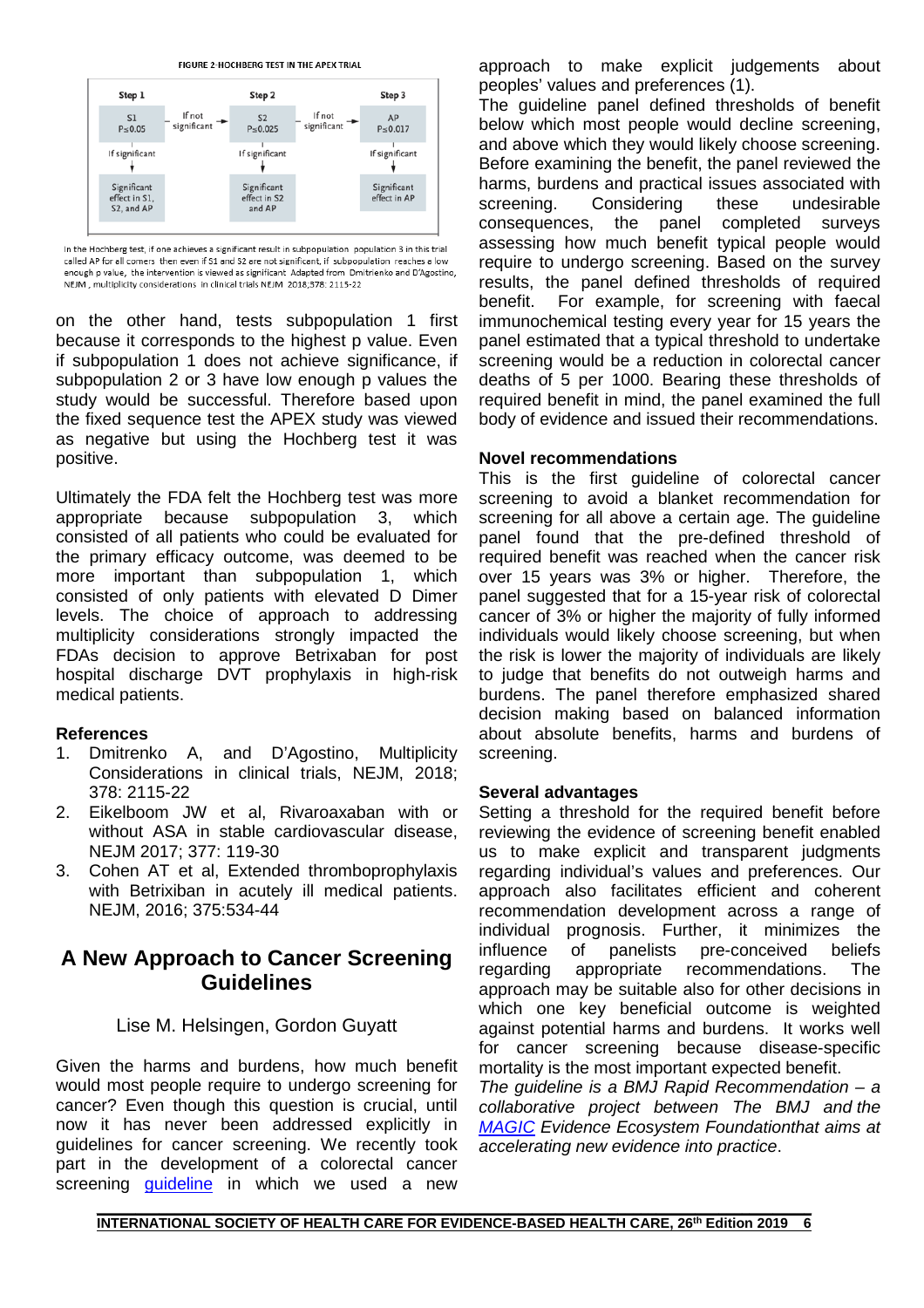FIGURE 2 HOCHBERG TEST IN THE APEX TRIAL

| Step 1 | | Step 2 | | Step 3 |
|---|---|---|---|---|
| S1 $P \leq 0.05$ | If not significant → | S2 $P \leq 0.025$ | If not significant → | AP $P \leq 0.017$ |
| If significant ↓ | | If significant ↓ | | If significant ↓ |
| Significant effect in S1, S2, and AP | | Significant effect in S2 and AP | | Significant effect in AP |

In the Hochberg test, if one achieves a significant result in subpopulation population 3 in this trial called AP for all comers then even if S1 and S2 are not significant, if subpopulation reaches a low enough p value, the intervention is viewed as significant Adapted from Dmitrenko and D'Agostino, NEJM , multiplicity considerations in clinical trials NEJM 2018;378: 2115-22

on the other hand, tests subpopulation 1 first because it corresponds to the highest p value. Even if subpopulation 1 does not achieve significance, if subpopulation 2 or 3 have low enough p values the study would be successful. Therefore based upon the fixed sequence test the APEX study was viewed as negative but using the Hochberg test it was positive.

Ultimately the FDA felt the Hochberg test was more appropriate because subpopulation 3, which consisted of all patients who could be evaluated for the primary efficacy outcome, was deemed to be more important than subpopulation 1, which consisted of only patients with elevated D Dimer levels. The choice of approach to addressing multiplicity considerations strongly impacted the FDAs decision to approve Betrixaban for post hospital discharge DVT prophylaxis in high-risk medical patients.

**References**

1. Dmitrenko A, and D'Agostino, Multiplicity Considerations in clinical trials, NEJM, 2018; 378: 2115-22
2. Eikelboom JW et al, Rivaroaxaban with or without ASA in stable cardiovascular disease, NEJM 2017; 377: 119-30
3. Cohen AT et al, Extended thromboprophylaxis with Betrixiban in acutely ill medical patients. NEJM, 2016; 375:534-44

## A New Approach to Cancer Screening Guidelines

Lise M. Helsingen, Gordon Guyatt

Given the harms and burdens, how much benefit would most people require to undergo screening for cancer? Even though this question is crucial, until now it has never been addressed explicitly in guidelines for cancer screening. We recently took part in the development of a colorectal cancer screening guideline in which we used a new approach to make explicit judgements about peoples' values and preferences (1).

The guideline panel defined thresholds of benefit below which most people would decline screening, and above which they would likely choose screening. Before examining the benefit, the panel reviewed the harms, burdens and practical issues associated with screening. Considering these undesirable consequences, the panel completed surveys assessing how much benefit typical people would require to undergo screening. Based on the survey results, the panel defined thresholds of required benefit. For example, for screening with faecal immunochemical testing every year for 15 years the panel estimated that a typical threshold to undertake screening would be a reduction in colorectal cancer deaths of 5 per 1000. Bearing these thresholds of required benefit in mind, the panel examined the full body of evidence and issued their recommendations.

**Novel recommendations**

This is the first guideline of colorectal cancer screening to avoid a blanket recommendation for screening for all above a certain age. The guideline panel found that the pre-defined threshold of required benefit was reached when the cancer risk over 15 years was 3% or higher. Therefore, the panel suggested that for a 15-year risk of colorectal cancer of 3% or higher the majority of fully informed individuals would likely choose screening, but when the risk is lower the majority of individuals are likely to judge that benefits do not outweigh harms and burdens. The panel therefore emphasized shared decision making based on balanced information about absolute benefits, harms and burdens of screening.

**Several advantages**

Setting a threshold for the required benefit before reviewing the evidence of screening benefit enabled us to make explicit and transparent judgments regarding individual's values and preferences. Our approach also facilitates efficient and coherent recommendation development across a range of individual prognosis. Further, it minimizes the influence of panelists pre-conceived beliefs regarding appropriate recommendations. The approach may be suitable also for other decisions in which one key beneficial outcome is weighted against potential harms and burdens. It works well for cancer screening because disease-specific mortality is the most important expected benefit.

*The guideline is a BMJ Rapid Recommendation – a collaborative project between The BMJ and the MAGIC Evidence Ecosystem Foundationthat aims at accelerating new evidence into practice.*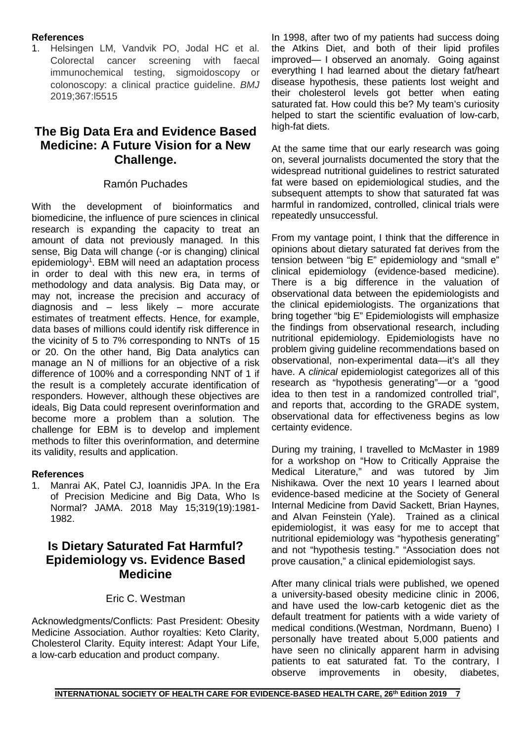**References**

1. Helsingen LM, Vandvik PO, Jodal HC et al. Colorectal cancer screening with faecal immunochemical testing, sigmoidoscopy or colonoscopy: a clinical practice guideline. *BMJ* 2019;367:l5515

## The Big Data Era and Evidence Based Medicine: A Future Vision for a New Challenge.

Ramón Puchades

With the development of bioinformatics and biomedicine, the influence of pure sciences in clinical research is expanding the capacity to treat an amount of data not previously managed. In this sense, Big Data will change (-or is changing) clinical epidemiology[1]. EBM will need an adaptation process in order to deal with this new era, in terms of methodology and data analysis. Big Data may, or may not, increase the precision and accuracy of diagnosis and – less likely – more accurate estimates of treatment effects. Hence, for example, data bases of millions could identify risk difference in the vicinity of 5 to 7% corresponding to NNTs of 15 or 20. On the other hand, Big Data analytics can manage an N of millions for an objective of a risk difference of 100% and a corresponding NNT of 1 if the result is a completely accurate identification of responders. However, although these objectives are ideals, Big Data could represent overinformation and become more a problem than a solution. The challenge for EBM is to develop and implement methods to filter this overinformation, and determine its validity, results and application.

**References**

1. Manrai AK, Patel CJ, Ioannidis JPA. In the Era of Precision Medicine and Big Data, Who Is Normal? JAMA. 2018 May 15;319(19):1981-1982.

## Is Dietary Saturated Fat Harmful? Epidemiology vs. Evidence Based Medicine

Eric C. Westman

Acknowledgments/Conflicts: Past President: Obesity Medicine Association. Author royalties: Keto Clarity, Cholesterol Clarity. Equity interest: Adapt Your Life, a low-carb education and product company.

In 1998, after two of my patients had success doing the Atkins Diet, and both of their lipid profiles improved— I observed an anomaly. Going against everything I had learned about the dietary fat/heart disease hypothesis, these patients lost weight and their cholesterol levels got better when eating saturated fat. How could this be? My team's curiosity helped to start the scientific evaluation of low-carb, high-fat diets.

At the same time that our early research was going on, several journalists documented the story that the widespread nutritional guidelines to restrict saturated fat were based on epidemiological studies, and the subsequent attempts to show that saturated fat was harmful in randomized, controlled, clinical trials were repeatedly unsuccessful.

From my vantage point, I think that the difference in opinions about dietary saturated fat derives from the tension between "big E" epidemiology and "small e" clinical epidemiology (evidence-based medicine). There is a big difference in the valuation of observational data between the epidemiologists and the clinical epidemiologists. The organizations that bring together "big E" Epidemiologists will emphasize the findings from observational research, including nutritional epidemiology. Epidemiologists have no problem giving guideline recommendations based on observational, non-experimental data—it's all they have. A *clinical* epidemiologist categorizes all of this research as "hypothesis generating"—or a "good idea to then test in a randomized controlled trial", and reports that, according to the GRADE system, observational data for effectiveness begins as low certainty evidence.

During my training, I travelled to McMaster in 1989 for a workshop on "How to Critically Appraise the Medical Literature," and was tutored by Jim Nishikawa. Over the next 10 years I learned about evidence-based medicine at the Society of General Internal Medicine from David Sackett, Brian Haynes, and Alvan Feinstein (Yale). Trained as a clinical epidemiologist, it was easy for me to accept that nutritional epidemiology was "hypothesis generating" and not "hypothesis testing." "Association does not prove causation," a clinical epidemiologist says.

After many clinical trials were published, we opened a university-based obesity medicine clinic in 2006, and have used the low-carb ketogenic diet as the default treatment for patients with a wide variety of medical conditions.(Westman, Nordmann, Bueno) I personally have treated about 5,000 patients and have seen no clinically apparent harm in advising patients to eat saturated fat. To the contrary, I observe improvements in obesity, diabetes,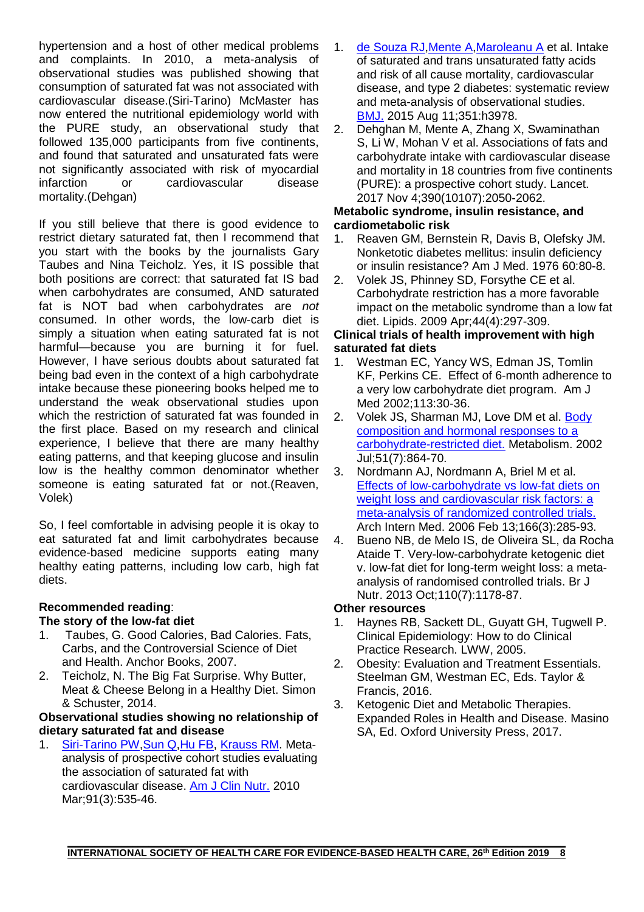hypertension and a host of other medical problems and complaints. In 2010, a meta-analysis of observational studies was published showing that consumption of saturated fat was not associated with cardiovascular disease.(Siri-Tarino) McMaster has now entered the nutritional epidemiology world with the PURE study, an observational study that followed 135,000 participants from five continents, and found that saturated and unsaturated fats were not significantly associated with risk of myocardial infarction or cardiovascular disease mortality.(Dehgan)

If you still believe that there is good evidence to restrict dietary saturated fat, then I recommend that you start with the books by the journalists Gary Taubes and Nina Teicholz. Yes, it IS possible that both positions are correct: that saturated fat IS bad when carbohydrates are consumed, AND saturated fat is NOT bad when carbohydrates are *not* consumed. In other words, the low-carb diet is simply a situation when eating saturated fat is not harmful—because you are burning it for fuel. However, I have serious doubts about saturated fat being bad even in the context of a high carbohydrate intake because these pioneering books helped me to understand the weak observational studies upon which the restriction of saturated fat was founded in the first place. Based on my research and clinical experience, I believe that there are many healthy eating patterns, and that keeping glucose and insulin low is the healthy common denominator whether someone is eating saturated fat or not.(Reaven, Volek)

So, I feel comfortable in advising people it is okay to eat saturated fat and limit carbohydrates because evidence-based medicine supports eating many healthy eating patterns, including low carb, high fat diets.

**Recommended reading**:

**The story of the low-fat diet**

1. Taubes, G. Good Calories, Bad Calories. Fats, Carbs, and the Controversial Science of Diet and Health. Anchor Books, 2007.
2. Teicholz, N. The Big Fat Surprise. Why Butter, Meat & Cheese Belong in a Healthy Diet. Simon & Schuster, 2014.

**Observational studies showing no relationship of dietary saturated fat and disease**

1. Siri-Tarino PW, Sun Q, Hu FB, Krauss RM. Meta-analysis of prospective cohort studies evaluating the association of saturated fat with cardiovascular disease. Am J Clin Nutr. 2010 Mar;91(3):535-46.
2. de Souza RJ, Mente A, Maroleanu A et al. Intake of saturated and trans unsaturated fatty acids and risk of all cause mortality, cardiovascular disease, and type 2 diabetes: systematic review and meta-analysis of observational studies. BMJ. 2015 Aug 11;351:h3978.
3. Dehghan M, Mente A, Zhang X, Swaminathan S, Li W, Mohan V et al. Associations of fats and carbohydrate intake with cardiovascular disease and mortality in 18 countries from five continents (PURE): a prospective cohort study. Lancet. 2017 Nov 4;390(10107):2050-2062.

**Metabolic syndrome, insulin resistance, and cardiometabolic risk**

1. Reaven GM, Bernstein R, Davis B, Olefsky JM. Nonketotic diabetes mellitus: insulin deficiency or insulin resistance? Am J Med. 1976 60:80-8.
2. Volek JS, Phinney SD, Forsythe CE et al. Carbohydrate restriction has a more favorable impact on the metabolic syndrome than a low fat diet. Lipids. 2009 Apr;44(4):297-309.

**Clinical trials of health improvement with high saturated fat diets**

1. Westman EC, Yancy WS, Edman JS, Tomlin KF, Perkins CE. Effect of 6-month adherence to a very low carbohydrate diet program. Am J Med 2002;113:30-36.
2. Volek JS, Sharman MJ, Love DM et al. Body composition and hormonal responses to a carbohydrate-restricted diet. Metabolism. 2002 Jul;51(7):864-70.
3. Nordmann AJ, Nordmann A, Briel M et al. Effects of low-carbohydrate vs low-fat diets on weight loss and cardiovascular risk factors: a meta-analysis of randomized controlled trials. Arch Intern Med. 2006 Feb 13;166(3):285-93.
4. Bueno NB, de Melo IS, de Oliveira SL, da Rocha Ataide T. Very-low-carbohydrate ketogenic diet v. low-fat diet for long-term weight loss: a meta-analysis of randomised controlled trials. Br J Nutr. 2013 Oct;110(7):1178-87.

**Other resources**

1. Haynes RB, Sackett DL, Guyatt GH, Tugwell P. Clinical Epidemiology: How to do Clinical Practice Research. LWW, 2005.
2. Obesity: Evaluation and Treatment Essentials. Steelman GM, Westman EC, Eds. Taylor & Francis, 2016.
3. Ketogenic Diet and Metabolic Therapies. Expanded Roles in Health and Disease. Masino SA, Ed. Oxford University Press, 2017.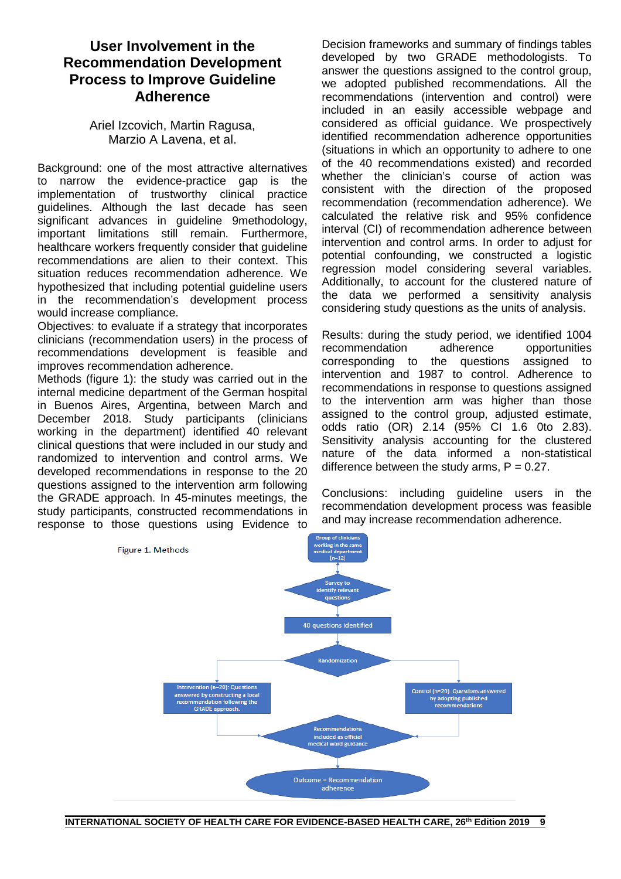# User Involvement in the Recommendation Development Process to Improve Guideline Adherence

Ariel Izcovich, Martin Ragusa, Marzio A Lavena, et al.

Background: one of the most attractive alternatives to narrow the evidence-practice gap is the implementation of trustworthy clinical practice guidelines. Although the last decade has seen significant advances in guideline 9methodology, important limitations still remain. Furthermore, healthcare workers frequently consider that guideline recommendations are alien to their context. This situation reduces recommendation adherence. We hypothesized that including potential guideline users in the recommendation's development process would increase compliance.

Objectives: to evaluate if a strategy that incorporates clinicians (recommendation users) in the process of recommendations development is feasible and improves recommendation adherence.

Methods (figure 1): the study was carried out in the internal medicine department of the German hospital in Buenos Aires, Argentina, between March and December 2018. Study participants (clinicians working in the department) identified 40 relevant clinical questions that were included in our study and randomized to intervention and control arms. We developed recommendations in response to the 20 questions assigned to the intervention arm following the GRADE approach. In 45-minutes meetings, the study participants, constructed recommendations in response to those questions using Evidence to Decision frameworks and summary of findings tables developed by two GRADE methodologists. To answer the questions assigned to the control group, we adopted published recommendations. All the recommendations (intervention and control) were included in an easily accessible webpage and considered as official guidance. We prospectively identified recommendation adherence opportunities (situations in which an opportunity to adhere to one of the 40 recommendations existed) and recorded whether the clinician's course of action was consistent with the direction of the proposed recommendation (recommendation adherence). We calculated the relative risk and 95% confidence interval (CI) of recommendation adherence between intervention and control arms. In order to adjust for potential confounding, we constructed a logistic regression model considering several variables. Additionally, to account for the clustered nature of the data we performed a sensitivity analysis considering study questions as the units of analysis.

Results: during the study period, we identified 1004 recommendation adherence opportunities corresponding to the questions assigned to intervention and 1987 to control. Adherence to recommendations in response to questions assigned to the intervention arm was higher than those assigned to the control group, adjusted estimate, odds ratio (OR) 2.14 (95% CI 1.6 0to 2.83). Sensitivity analysis accounting for the clustered nature of the data informed a non-statistical difference between the study arms, P = 0.27.

Conclusions: including guideline users in the recommendation development process was feasible and may increase recommendation adherence.

Figure 1. Methods

- Group of clinicians working in the same medical department (n=12)
- Survey to identify relevant questions
- 40 questions identified
- Randomization
  - Intervention (n=20): Questions answered by constructing a local recommendation following the GRADE approach.
  - Control (n=20). Questions answered by adopting published recommendations
- Recommendations included as official medical ward guidance
- Outcome = Recommendation adherence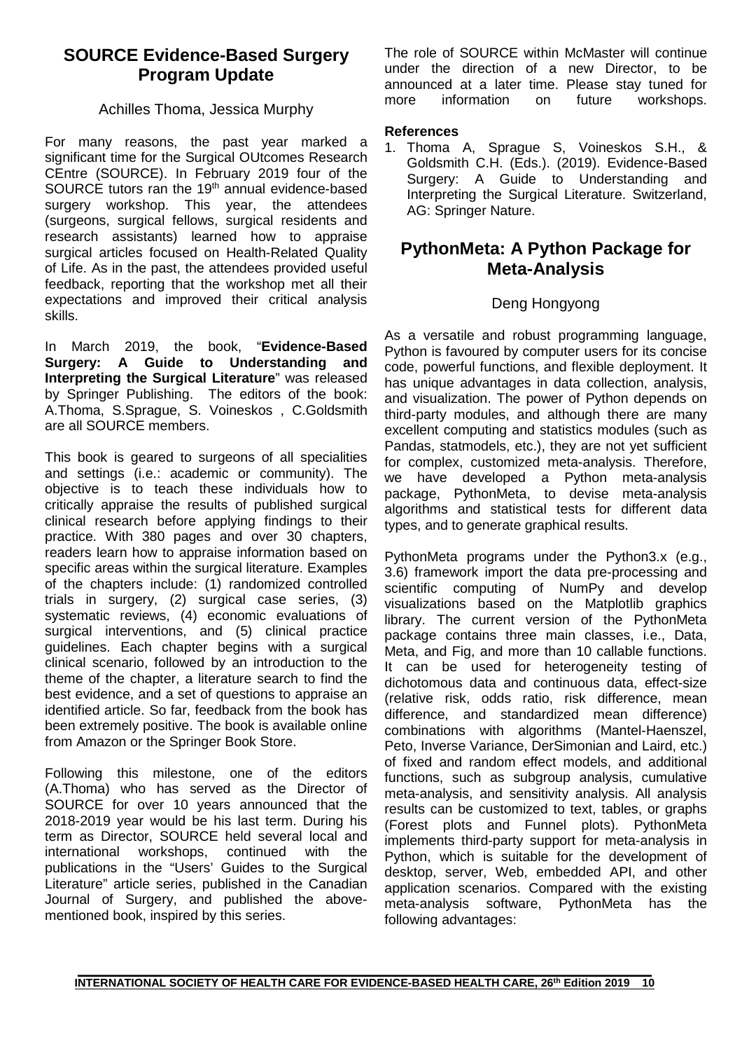## SOURCE Evidence-Based Surgery Program Update

Achilles Thoma, Jessica Murphy

For many reasons, the past year marked a significant time for the Surgical OUtcomes Research CEntre (SOURCE). In February 2019 four of the SOURCE tutors ran the 19th annual evidence-based surgery workshop. This year, the attendees (surgeons, surgical fellows, surgical residents and research assistants) learned how to appraise surgical articles focused on Health-Related Quality of Life. As in the past, the attendees provided useful feedback, reporting that the workshop met all their expectations and improved their critical analysis skills.

In March 2019, the book, "**Evidence-Based Surgery: A Guide to Understanding and Interpreting the Surgical Literature**" was released by Springer Publishing. The editors of the book: A.Thoma, S.Sprague, S. Voineskos , C.Goldsmith are all SOURCE members.

This book is geared to surgeons of all specialities and settings (i.e.: academic or community). The objective is to teach these individuals how to critically appraise the results of published surgical clinical research before applying findings to their practice. With 380 pages and over 30 chapters, readers learn how to appraise information based on specific areas within the surgical literature. Examples of the chapters include: (1) randomized controlled trials in surgery, (2) surgical case series, (3) systematic reviews, (4) economic evaluations of surgical interventions, and (5) clinical practice guidelines. Each chapter begins with a surgical clinical scenario, followed by an introduction to the theme of the chapter, a literature search to find the best evidence, and a set of questions to appraise an identified article. So far, feedback from the book has been extremely positive. The book is available online from Amazon or the Springer Book Store.

Following this milestone, one of the editors (A.Thoma) who has served as the Director of SOURCE for over 10 years announced that the 2018-2019 year would be his last term. During his term as Director, SOURCE held several local and international workshops, continued with the publications in the "Users' Guides to the Surgical Literature" article series, published in the Canadian Journal of Surgery, and published the above-mentioned book, inspired by this series.

The role of SOURCE within McMaster will continue under the direction of a new Director, to be announced at a later time. Please stay tuned for more information on future workshops.

**References**

1. Thoma A, Sprague S, Voineskos S.H., & Goldsmith C.H. (Eds.). (2019). Evidence-Based Surgery: A Guide to Understanding and Interpreting the Surgical Literature. Switzerland, AG: Springer Nature.

## PythonMeta: A Python Package for Meta-Analysis

Deng Hongyong

As a versatile and robust programming language, Python is favoured by computer users for its concise code, powerful functions, and flexible deployment. It has unique advantages in data collection, analysis, and visualization. The power of Python depends on third-party modules, and although there are many excellent computing and statistics modules (such as Pandas, statmodels, etc.), they are not yet sufficient for complex, customized meta-analysis. Therefore, we have developed a Python meta-analysis package, PythonMeta, to devise meta-analysis algorithms and statistical tests for different data types, and to generate graphical results.

PythonMeta programs under the Python3.x (e.g., 3.6) framework import the data pre-processing and scientific computing of NumPy and develop visualizations based on the Matplotlib graphics library. The current version of the PythonMeta package contains three main classes, i.e., Data, Meta, and Fig, and more than 10 callable functions. It can be used for heterogeneity testing of dichotomous data and continuous data, effect-size (relative risk, odds ratio, risk difference, mean difference, and standardized mean difference) combinations with algorithms (Mantel-Haenszel, Peto, Inverse Variance, DerSimonian and Laird, etc.) of fixed and random effect models, and additional functions, such as subgroup analysis, cumulative meta-analysis, and sensitivity analysis. All analysis results can be customized to text, tables, or graphs (Forest plots and Funnel plots). PythonMeta implements third-party support for meta-analysis in Python, which is suitable for the development of desktop, server, Web, embedded API, and other application scenarios. Compared with the existing meta-analysis software, PythonMeta has the following advantages: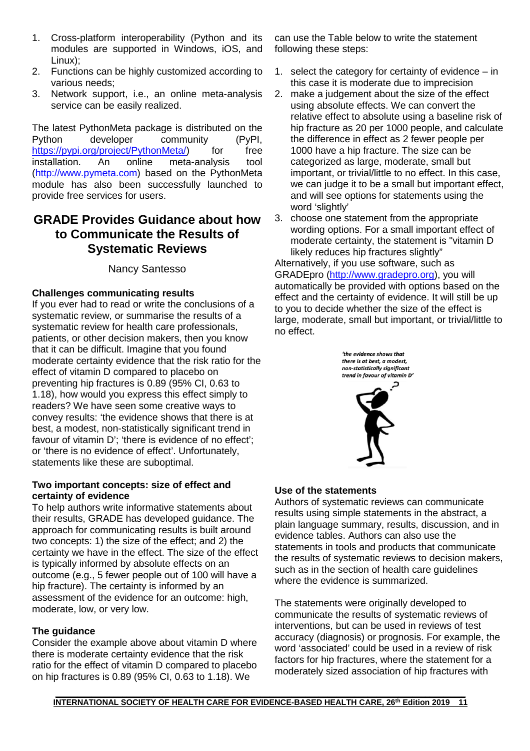1. Cross-platform interoperability (Python and its modules are supported in Windows, iOS, and Linux);
2. Functions can be highly customized according to various needs;
3. Network support, i.e., an online meta-analysis service can be easily realized.

The latest PythonMeta package is distributed on the Python developer community (PyPI, https://pypi.org/project/PythonMeta/) for free installation. An online meta-analysis tool (http://www.pymeta.com) based on the PythonMeta module has also been successfully launched to provide free services for users.

## GRADE Provides Guidance about how to Communicate the Results of Systematic Reviews

Nancy Santesso

### Challenges communicating results

If you ever had to read or write the conclusions of a systematic review, or summarise the results of a systematic review for health care professionals, patients, or other decision makers, then you know that it can be difficult. Imagine that you found moderate certainty evidence that the risk ratio for the effect of vitamin D compared to placebo on preventing hip fractures is 0.89 (95% CI, 0.63 to 1.18), how would you express this effect simply to readers? We have seen some creative ways to convey results: 'the evidence shows that there is at best, a modest, non-statistically significant trend in favour of vitamin D'; 'there is evidence of no effect'; or 'there is no evidence of effect'. Unfortunately, statements like these are suboptimal.

### Two important concepts: size of effect and certainty of evidence

To help authors write informative statements about their results, GRADE has developed guidance. The approach for communicating results is built around two concepts: 1) the size of the effect; and 2) the certainty we have in the effect. The size of the effect is typically informed by absolute effects on an outcome (e.g., 5 fewer people out of 100 will have a hip fracture). The certainty is informed by an assessment of the evidence for an outcome: high, moderate, low, or very low.

### The guidance

Consider the example above about vitamin D where there is moderate certainty evidence that the risk ratio for the effect of vitamin D compared to placebo on hip fractures is 0.89 (95% CI, 0.63 to 1.18). We can use the Table below to write the statement following these steps:

1. select the category for certainty of evidence – in this case it is moderate due to imprecision
2. make a judgement about the size of the effect using absolute effects. We can convert the relative effect to absolute using a baseline risk of hip fracture as 20 per 1000 people, and calculate the difference in effect as 2 fewer people per 1000 have a hip fracture. The size can be categorized as large, moderate, small but important, or trivial/little to no effect. In this case, we can judge it to be a small but important effect, and will see options for statements using the word 'slightly'
3. choose one statement from the appropriate wording options. For a small important effect of moderate certainty, the statement is "vitamin D likely reduces hip fractures slightly"

Alternatively, if you use software, such as GRADEpro (http://www.gradepro.org), you will automatically be provided with options based on the effect and the certainty of evidence. It will still be up to you to decide whether the size of the effect is large, moderate, small but important, or trivial/little to no effect.

### Use of the statements

Authors of systematic reviews can communicate results using simple statements in the abstract, a plain language summary, results, discussion, and in evidence tables. Authors can also use the statements in tools and products that communicate the results of systematic reviews to decision makers, such as in the section of health care guidelines where the evidence is summarized.

The statements were originally developed to communicate the results of systematic reviews of interventions, but can be used in reviews of test accuracy (diagnosis) or prognosis. For example, the word 'associated' could be used in a review of risk factors for hip fractures, where the statement for a moderately sized association of hip fractures with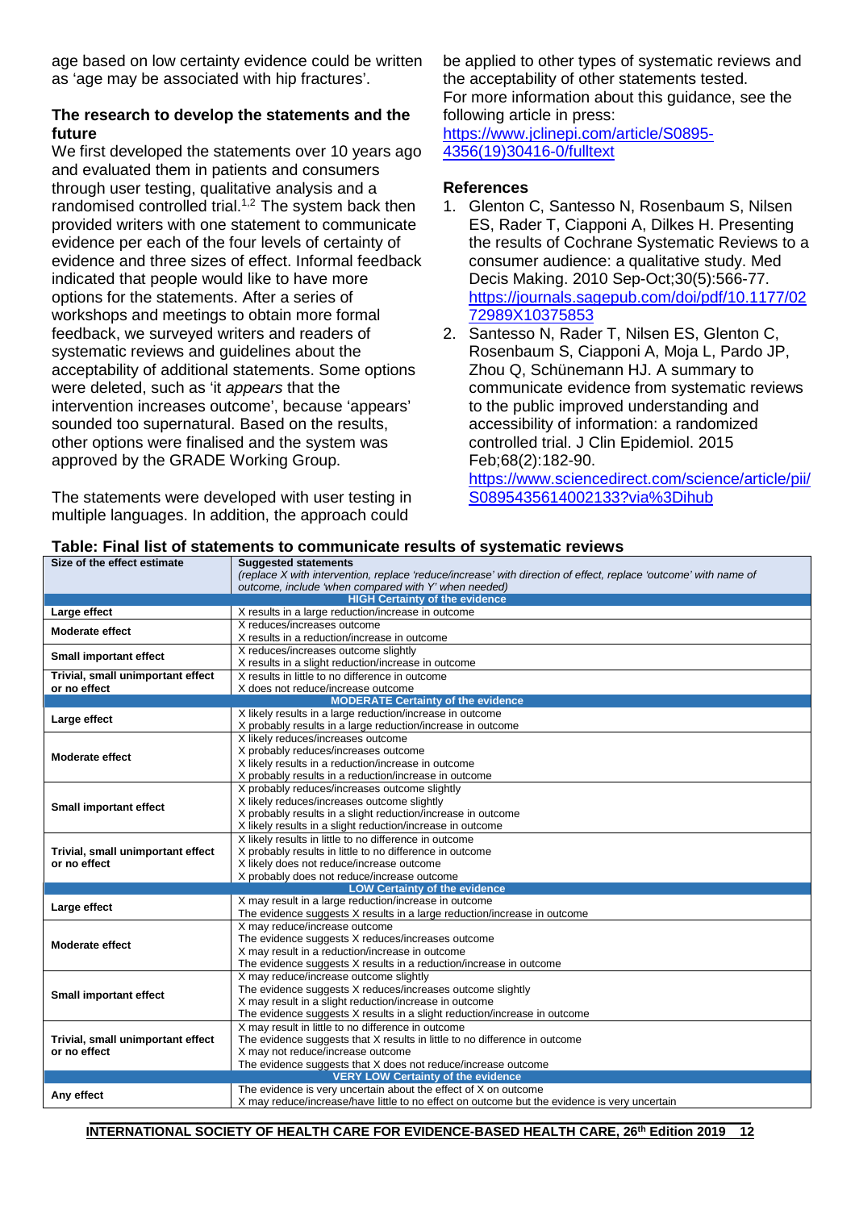age based on low certainty evidence could be written as 'age may be associated with hip fractures'.

### The research to develop the statements and the future

We first developed the statements over 10 years ago and evaluated them in patients and consumers through user testing, qualitative analysis and a randomised controlled trial.[1,2] The system back then provided writers with one statement to communicate evidence per each of the four levels of certainty of evidence and three sizes of effect. Informal feedback indicated that people would like to have more options for the statements. After a series of workshops and meetings to obtain more formal feedback, we surveyed writers and readers of systematic reviews and guidelines about the acceptability of additional statements. Some options were deleted, such as 'it *appears* that the intervention increases outcome', because 'appears' sounded too supernatural. Based on the results, other options were finalised and the system was approved by the GRADE Working Group.

The statements were developed with user testing in multiple languages. In addition, the approach could be applied to other types of systematic reviews and the acceptability of other statements tested.
For more information about this guidance, see the following article in press:
https://www.jclinepi.com/article/S0895-4356(19)30416-0/fulltext

### References

1. Glenton C, Santesso N, Rosenbaum S, Nilsen ES, Rader T, Ciapponi A, Dilkes H. Presenting the results of Cochrane Systematic Reviews to a consumer audience: a qualitative study. Med Decis Making. 2010 Sep-Oct;30(5):566-77. https://journals.sagepub.com/doi/pdf/10.1177/0272989X10375853
2. Santesso N, Rader T, Nilsen ES, Glenton C, Rosenbaum S, Ciapponi A, Moja L, Pardo JP, Zhou Q, Schünemann HJ. A summary to communicate evidence from systematic reviews to the public improved understanding and accessibility of information: a randomized controlled trial. J Clin Epidemiol. 2015 Feb;68(2):182-90. https://www.sciencedirect.com/science/article/pii/S0895435614002133?via%3Dihub

**Table: Final list of statements to communicate results of systematic reviews**

| Size of the effect estimate | Suggested statements<br>*(replace X with intervention, replace 'reduce/increase' with direction of effect, replace 'outcome' with name of outcome, include 'when compared with Y' when needed)* |
|---|---|
| **HIGH Certainty of the evidence** | |
| **Large effect** | X results in a large reduction/increase in outcome |
| **Moderate effect** | X reduces/increases outcome<br>X results in a reduction/increase in outcome |
| **Small important effect** | X reduces/increases outcome slightly<br>X results in a slight reduction/increase in outcome |
| **Trivial, small unimportant effect or no effect** | X results in little to no difference in outcome<br>X does not reduce/increase outcome |
| **MODERATE Certainty of the evidence** | |
| **Large effect** | X likely results in a large reduction/increase in outcome<br>X probably results in a large reduction/increase in outcome |
| **Moderate effect** | X likely reduces/increases outcome<br>X probably reduces/increases outcome<br>X likely results in a reduction/increase in outcome<br>X probably results in a reduction/increase in outcome |
| **Small important effect** | X probably reduces/increases outcome slightly<br>X likely reduces/increases outcome slightly<br>X probably results in a slight reduction/increase in outcome<br>X likely results in a slight reduction/increase in outcome |
| **Trivial, small unimportant effect or no effect** | X likely results in little to no difference in outcome<br>X probably results in little to no difference in outcome<br>X likely does not reduce/increase outcome<br>X probably does not reduce/increase outcome |
| **LOW Certainty of the evidence** | |
| **Large effect** | X may result in a large reduction/increase in outcome<br>The evidence suggests X results in a large reduction/increase in outcome |
| **Moderate effect** | X may reduce/increase outcome<br>The evidence suggests X reduces/increases outcome<br>X may result in a reduction/increase in outcome<br>The evidence suggests X results in a reduction/increase in outcome |
| **Small important effect** | X may reduce/increase outcome slightly<br>The evidence suggests X reduces/increases outcome slightly<br>X may result in a slight reduction/increase in outcome<br>The evidence suggests X results in a slight reduction/increase in outcome |
| **Trivial, small unimportant effect or no effect** | X may result in little to no difference in outcome<br>The evidence suggests that X results in little to no difference in outcome<br>X may not reduce/increase outcome<br>The evidence suggests that X does not reduce/increase outcome |
| **VERY LOW Certainty of the evidence** | |
| **Any effect** | The evidence is very uncertain about the effect of X on outcome<br>X may reduce/increase/have little to no effect on outcome but the evidence is very uncertain |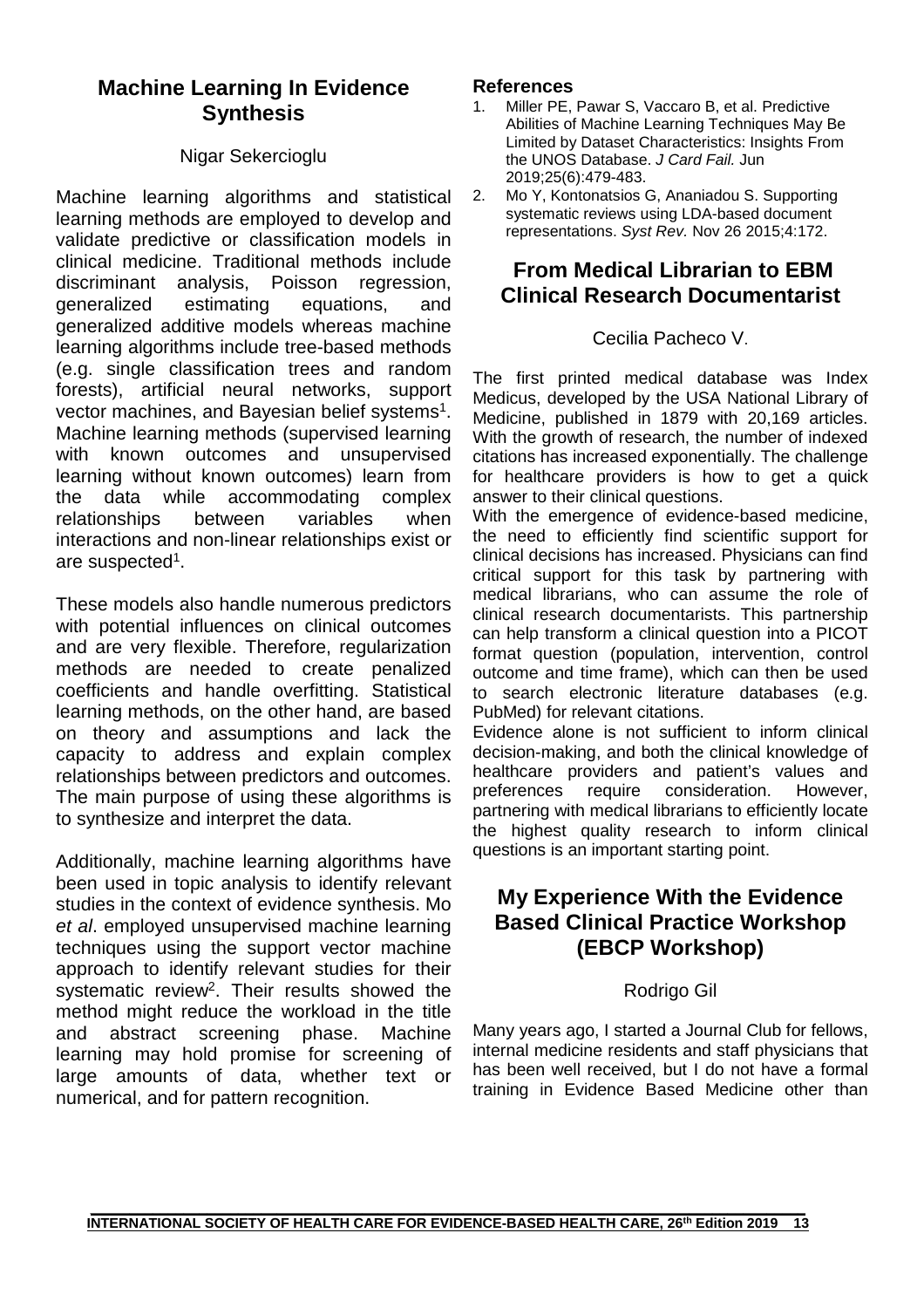## Machine Learning In Evidence Synthesis

Nigar Sekercioglu

Machine learning algorithms and statistical learning methods are employed to develop and validate predictive or classification models in clinical medicine. Traditional methods include discriminant analysis, Poisson regression, generalized estimating equations, and generalized additive models whereas machine learning algorithms include tree-based methods (e.g. single classification trees and random forests), artificial neural networks, support vector machines, and Bayesian belief systems[1]. Machine learning methods (supervised learning with known outcomes and unsupervised learning without known outcomes) learn from the data while accommodating complex relationships between variables when interactions and non-linear relationships exist or are suspected[1].

These models also handle numerous predictors with potential influences on clinical outcomes and are very flexible. Therefore, regularization methods are needed to create penalized coefficients and handle overfitting. Statistical learning methods, on the other hand, are based on theory and assumptions and lack the capacity to address and explain complex relationships between predictors and outcomes. The main purpose of using these algorithms is to synthesize and interpret the data.

Additionally, machine learning algorithms have been used in topic analysis to identify relevant studies in the context of evidence synthesis. Mo *et al*. employed unsupervised machine learning techniques using the support vector machine approach to identify relevant studies for their systematic review[2]. Their results showed the method might reduce the workload in the title and abstract screening phase. Machine learning may hold promise for screening of large amounts of data, whether text or numerical, and for pattern recognition.

### References

1. Miller PE, Pawar S, Vaccaro B, et al. Predictive Abilities of Machine Learning Techniques May Be Limited by Dataset Characteristics: Insights From the UNOS Database. *J Card Fail.* Jun 2019;25(6):479-483.
2. Mo Y, Kontonatsios G, Ananiadou S. Supporting systematic reviews using LDA-based document representations. *Syst Rev.* Nov 26 2015;4:172.

## From Medical Librarian to EBM Clinical Research Documentarist

Cecilia Pacheco V.

The first printed medical database was Index Medicus, developed by the USA National Library of Medicine, published in 1879 with 20,169 articles. With the growth of research, the number of indexed citations has increased exponentially. The challenge for healthcare providers is how to get a quick answer to their clinical questions.

With the emergence of evidence-based medicine, the need to efficiently find scientific support for clinical decisions has increased. Physicians can find critical support for this task by partnering with medical librarians, who can assume the role of clinical research documentarists. This partnership can help transform a clinical question into a PICOT format question (population, intervention, control outcome and time frame), which can then be used to search electronic literature databases (e.g. PubMed) for relevant citations.

Evidence alone is not sufficient to inform clinical decision-making, and both the clinical knowledge of healthcare providers and patient's values and preferences require consideration. However, partnering with medical librarians to efficiently locate the highest quality research to inform clinical questions is an important starting point.

## My Experience With the Evidence Based Clinical Practice Workshop (EBCP Workshop)

Rodrigo Gil

Many years ago, I started a Journal Club for fellows, internal medicine residents and staff physicians that has been well received, but I do not have a formal training in Evidence Based Medicine other than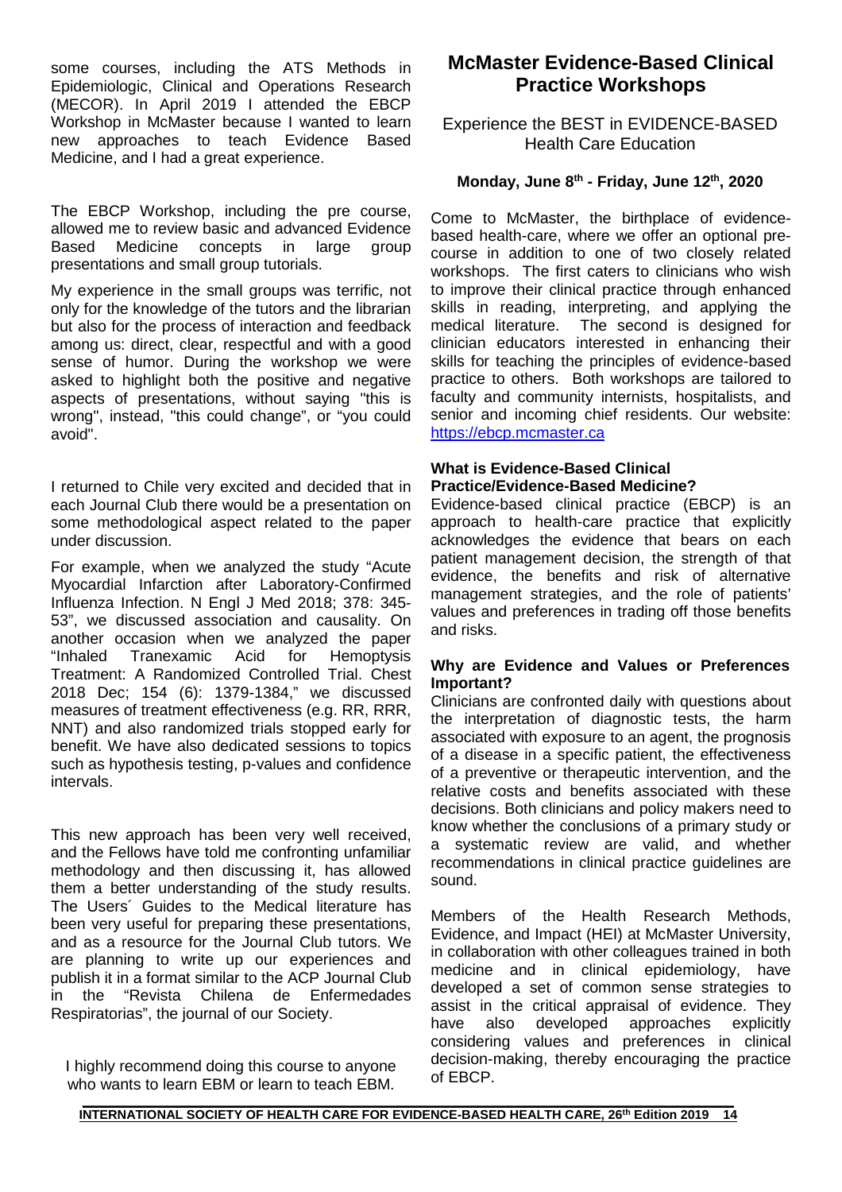some courses, including the ATS Methods in Epidemiologic, Clinical and Operations Research (MECOR). In April 2019 I attended the EBCP Workshop in McMaster because I wanted to learn new approaches to teach Evidence Based Medicine, and I had a great experience.

The EBCP Workshop, including the pre course, allowed me to review basic and advanced Evidence Based Medicine concepts in large group presentations and small group tutorials.

My experience in the small groups was terrific, not only for the knowledge of the tutors and the librarian but also for the process of interaction and feedback among us: direct, clear, respectful and with a good sense of humor. During the workshop we were asked to highlight both the positive and negative aspects of presentations, without saying "this is wrong", instead, "this could change", or "you could avoid".

I returned to Chile very excited and decided that in each Journal Club there would be a presentation on some methodological aspect related to the paper under discussion.

For example, when we analyzed the study "Acute Myocardial Infarction after Laboratory-Confirmed Influenza Infection. N Engl J Med 2018; 378: 345-53", we discussed association and causality. On another occasion when we analyzed the paper "Inhaled Tranexamic Acid for Hemoptysis Treatment: A Randomized Controlled Trial. Chest 2018 Dec; 154 (6): 1379-1384," we discussed measures of treatment effectiveness (e.g. RR, RRR, NNT) and also randomized trials stopped early for benefit. We have also dedicated sessions to topics such as hypothesis testing, p-values and confidence intervals.

This new approach has been very well received, and the Fellows have told me confronting unfamiliar methodology and then discussing it, has allowed them a better understanding of the study results. The Users´ Guides to the Medical literature has been very useful for preparing these presentations, and as a resource for the Journal Club tutors. We are planning to write up our experiences and publish it in a format similar to the ACP Journal Club in the "Revista Chilena de Enfermedades Respiratorias", the journal of our Society.

I highly recommend doing this course to anyone who wants to learn EBM or learn to teach EBM.

## McMaster Evidence-Based Clinical Practice Workshops

Experience the BEST in EVIDENCE-BASED Health Care Education

**Monday, June 8th - Friday, June 12th, 2020**

Come to McMaster, the birthplace of evidence-based health-care, where we offer an optional pre-course in addition to one of two closely related workshops. The first caters to clinicians who wish to improve their clinical practice through enhanced skills in reading, interpreting, and applying the medical literature. The second is designed for clinician educators interested in enhancing their skills for teaching the principles of evidence-based practice to others. Both workshops are tailored to faculty and community internists, hospitalists, and senior and incoming chief residents. Our website: [https://ebcp.mcmaster.ca](https://ebcp.mcmaster.ca)

**What is Evidence-Based Clinical Practice/Evidence-Based Medicine?**

Evidence-based clinical practice (EBCP) is an approach to health-care practice that explicitly acknowledges the evidence that bears on each patient management decision, the strength of that evidence, the benefits and risk of alternative management strategies, and the role of patients' values and preferences in trading off those benefits and risks.

**Why are Evidence and Values or Preferences Important?**

Clinicians are confronted daily with questions about the interpretation of diagnostic tests, the harm associated with exposure to an agent, the prognosis of a disease in a specific patient, the effectiveness of a preventive or therapeutic intervention, and the relative costs and benefits associated with these decisions. Both clinicians and policy makers need to know whether the conclusions of a primary study or a systematic review are valid, and whether recommendations in clinical practice guidelines are sound.

Members of the Health Research Methods, Evidence, and Impact (HEI) at McMaster University, in collaboration with other colleagues trained in both medicine and in clinical epidemiology, have developed a set of common sense strategies to assist in the critical appraisal of evidence. They have also developed approaches explicitly considering values and preferences in clinical decision-making, thereby encouraging the practice of EBCP.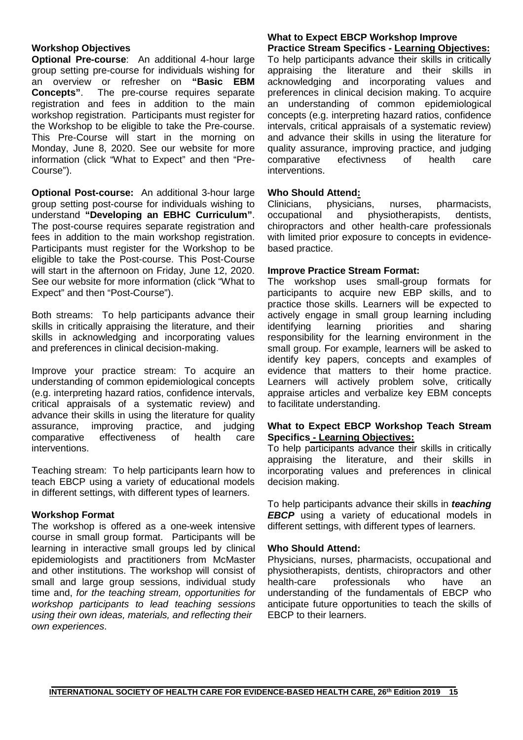### Workshop Objectives

**Optional Pre-course**: An additional 4-hour large group setting pre-course for individuals wishing for an overview or refresher on **"Basic EBM Concepts"**. The pre-course requires separate registration and fees in addition to the main workshop registration. Participants must register for the Workshop to be eligible to take the Pre-course. This Pre-Course will start in the morning on Monday, June 8, 2020. See our website for more information (click "What to Expect" and then "Pre-Course").

**Optional Post-course:** An additional 3-hour large group setting post-course for individuals wishing to understand **"Developing an EBHC Curriculum"**. The post-course requires separate registration and fees in addition to the main workshop registration. Participants must register for the Workshop to be eligible to take the Post-course. This Post-Course will start in the afternoon on Friday, June 12, 2020. See our website for more information (click "What to Expect" and then "Post-Course").

Both streams: To help participants advance their skills in critically appraising the literature, and their skills in acknowledging and incorporating values and preferences in clinical decision-making.

Improve your practice stream: To acquire an understanding of common epidemiological concepts (e.g. interpreting hazard ratios, confidence intervals, critical appraisals of a systematic review) and advance their skills in using the literature for quality assurance, improving practice, and judging comparative effectiveness of health care interventions.

Teaching stream: To help participants learn how to teach EBCP using a variety of educational models in different settings, with different types of learners.

### Workshop Format

The workshop is offered as a one-week intensive course in small group format. Participants will be learning in interactive small groups led by clinical epidemiologists and practitioners from McMaster and other institutions. The workshop will consist of small and large group sessions, individual study time and, *for the teaching stream, opportunities for workshop participants to lead teaching sessions using their own ideas, materials, and reflecting their own experiences*.

### What to Expect EBCP Workshop Improve Practice Stream Specifics - Learning Objectives:

To help participants advance their skills in critically appraising the literature and their skills in acknowledging and incorporating values and preferences in clinical decision making. To acquire an understanding of common epidemiological concepts (e.g. interpreting hazard ratios, confidence intervals, critical appraisals of a systematic review) and advance their skills in using the literature for quality assurance, improving practice, and judging comparative efectivness of health care interventions.

### Who Should Attend:

Clinicians, physicians, nurses, pharmacists, occupational and physiotherapists, dentists, chiropractors and other health-care professionals with limited prior exposure to concepts in evidence-based practice.

### Improve Practice Stream Format:

The workshop uses small-group formats for participants to acquire new EBP skills, and to practice those skills. Learners will be expected to actively engage in small group learning including identifying learning priorities and sharing responsibility for the learning environment in the small group. For example, learners will be asked to identify key papers, concepts and examples of evidence that matters to their home practice. Learners will actively problem solve, critically appraise articles and verbalize key EBM concepts to facilitate understanding.

### What to Expect EBCP Workshop Teach Stream Specifics - Learning Objectives:

To help participants advance their skills in critically appraising the literature, and their skills in incorporating values and preferences in clinical decision making.

To help participants advance their skills in ***teaching EBCP*** using a variety of educational models in different settings, with different types of learners.

### Who Should Attend:

Physicians, nurses, pharmacists, occupational and physiotherapists, dentists, chiropractors and other health-care professionals who have an understanding of the fundamentals of EBCP who anticipate future opportunities to teach the skills of EBCP to their learners.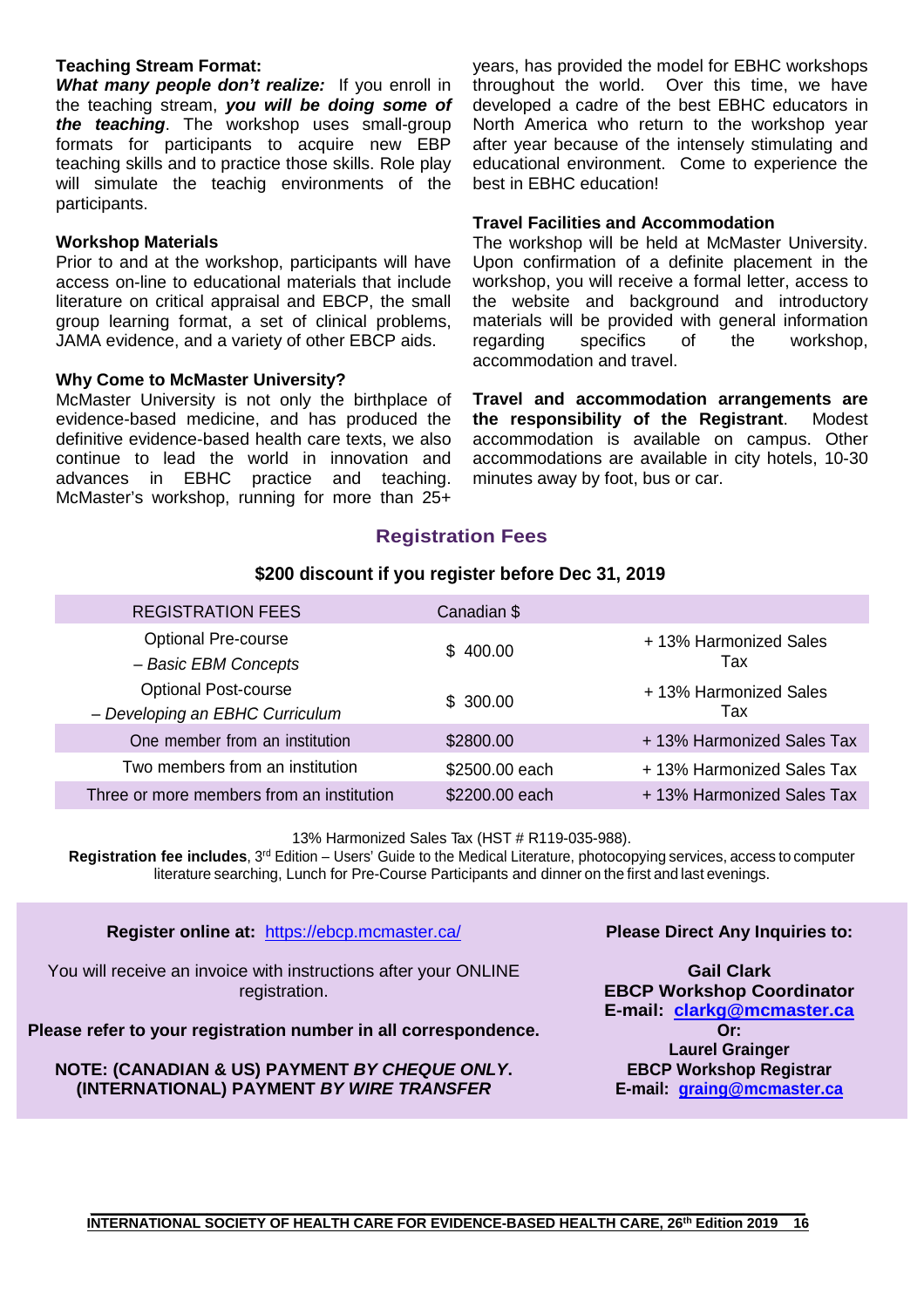### Teaching Stream Format:

***What many people don't realize:*** If you enroll in the teaching stream, ***you will be doing some of the teaching***. The workshop uses small-group formats for participants to acquire new EBP teaching skills and to practice those skills. Role play will simulate the teachig environments of the participants.

### Workshop Materials

Prior to and at the workshop, participants will have access on-line to educational materials that include literature on critical appraisal and EBCP, the small group learning format, a set of clinical problems, JAMA evidence, and a variety of other EBCP aids.

### Why Come to McMaster University?

McMaster University is not only the birthplace of evidence-based medicine, and has produced the definitive evidence-based health care texts, we also continue to lead the world in innovation and advances in EBHC practice and teaching. McMaster's workshop, running for more than 25+ years, has provided the model for EBHC workshops throughout the world. Over this time, we have developed a cadre of the best EBHC educators in North America who return to the workshop year after year because of the intensely stimulating and educational environment. Come to experience the best in EBHC education!

### Travel Facilities and Accommodation

The workshop will be held at McMaster University. Upon confirmation of a definite placement in the workshop, you will receive a formal letter, access to the website and background and introductory materials will be provided with general information regarding specifics of the workshop, accommodation and travel.

**Travel and accommodation arrangements are the responsibility of the Registrant**. Modest accommodation is available on campus. Other accommodations are available in city hotels, 10-30 minutes away by foot, bus or car.

## Registration Fees

**$200 discount if you register before Dec 31, 2019**

| REGISTRATION FEES | Canadian $ | |
|---|---|---|
| Optional Pre-course – *Basic EBM Concepts* | $ 400.00 | + 13% Harmonized Sales Tax |
| Optional Post-course – *Developing an EBHC Curriculum* | $ 300.00 | + 13% Harmonized Sales Tax |
| One member from an institution | $2800.00 | + 13% Harmonized Sales Tax |
| Two members from an institution | $2500.00 each | + 13% Harmonized Sales Tax |
| Three or more members from an institution | $2200.00 each | + 13% Harmonized Sales Tax |

13% Harmonized Sales Tax (HST # R119-035-988).

**Registration fee includes**, 3rd Edition – Users' Guide to the Medical Literature, photocopying services, access to computer literature searching, Lunch for Pre-Course Participants and dinner on the first and last evenings.

**Register online at:** https://ebcp.mcmaster.ca/

You will receive an invoice with instructions after your ONLINE registration.

**Please refer to your registration number in all correspondence.**

**NOTE: (CANADIAN & US) PAYMENT *BY CHEQUE ONLY*. (INTERNATIONAL) PAYMENT *BY WIRE TRANSFER***

**Please Direct Any Inquiries to:**

**Gail Clark**
**EBCP Workshop Coordinator**
**E-mail: clarkg@mcmaster.ca**
**Or:**
**Laurel Grainger**
**EBCP Workshop Registrar**
**E-mail: graing@mcmaster.ca**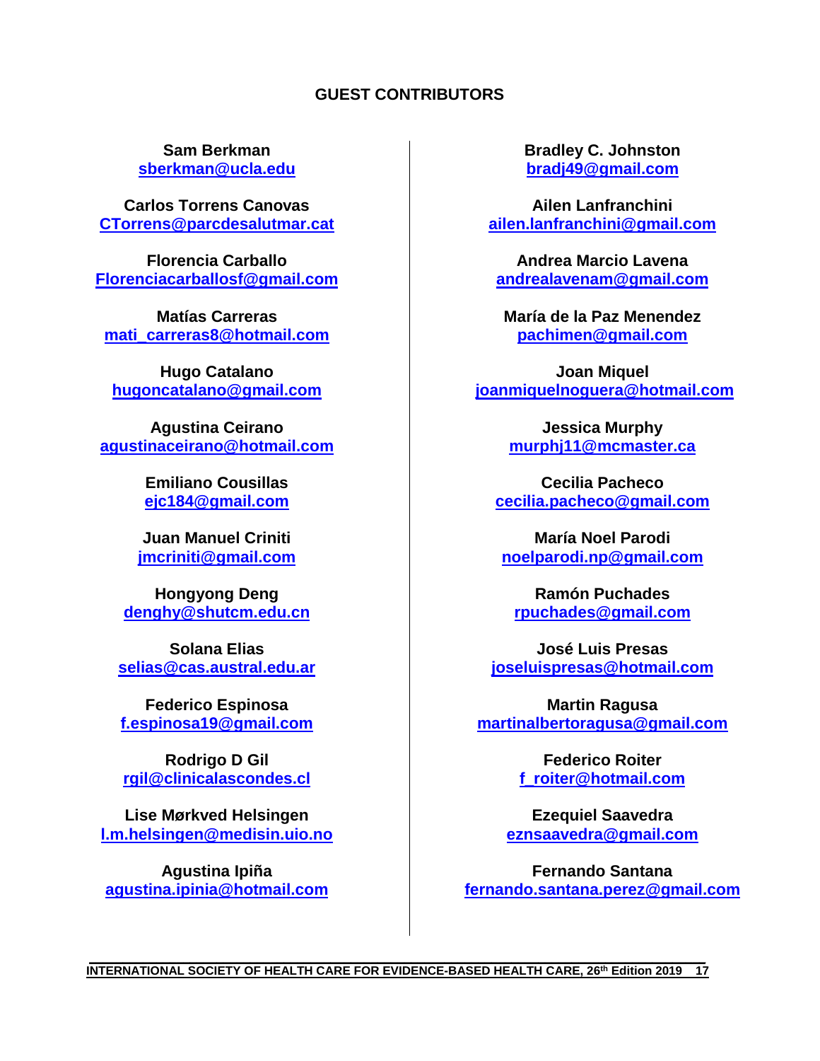## GUEST CONTRIBUTORS

**Sam Berkman**
sberkman@ucla.edu

**Carlos Torrens Canovas**
CTorrens@parcdesalutmar.cat

**Florencia Carballo**
Florenciacarballosf@gmail.com

**Matías Carreras**
mati_carreras8@hotmail.com

**Hugo Catalano**
hugoncatalano@gmail.com

**Agustina Ceirano**
agustinaceirano@hotmail.com

**Emiliano Cousillas**
ejc184@gmail.com

**Juan Manuel Criniti**
jmcriniti@gmail.com

**Hongyong Deng**
denghy@shutcm.edu.cn

**Solana Elias**
selias@cas.austral.edu.ar

**Federico Espinosa**
f.espinosa19@gmail.com

**Rodrigo D Gil**
rgil@clinicalascondes.cl

**Lise Mørkved Helsingen**
l.m.helsingen@medisin.uio.no

**Agustina Ipiña**
agustina.ipinia@hotmail.com

**Bradley C. Johnston**
bradj49@gmail.com

**Ailen Lanfranchini**
ailen.lanfranchini@gmail.com

**Andrea Marcio Lavena**
andrealavenam@gmail.com

**María de la Paz Menendez**
pachimen@gmail.com

**Joan Miquel**
joanmiquelnoguera@hotmail.com

**Jessica Murphy**
murphj11@mcmaster.ca

**Cecilia Pacheco**
cecilia.pacheco@gmail.com

**María Noel Parodi**
noelparodi.np@gmail.com

**Ramón Puchades**
rpuchades@gmail.com

**José Luis Presas**
joseluispresas@hotmail.com

**Martin Ragusa**
martinalbertoragusa@gmail.com

**Federico Roiter**
f_roiter@hotmail.com

**Ezequiel Saavedra**
eznsaavedra@gmail.com

**Fernando Santana**
fernando.santana.perez@gmail.com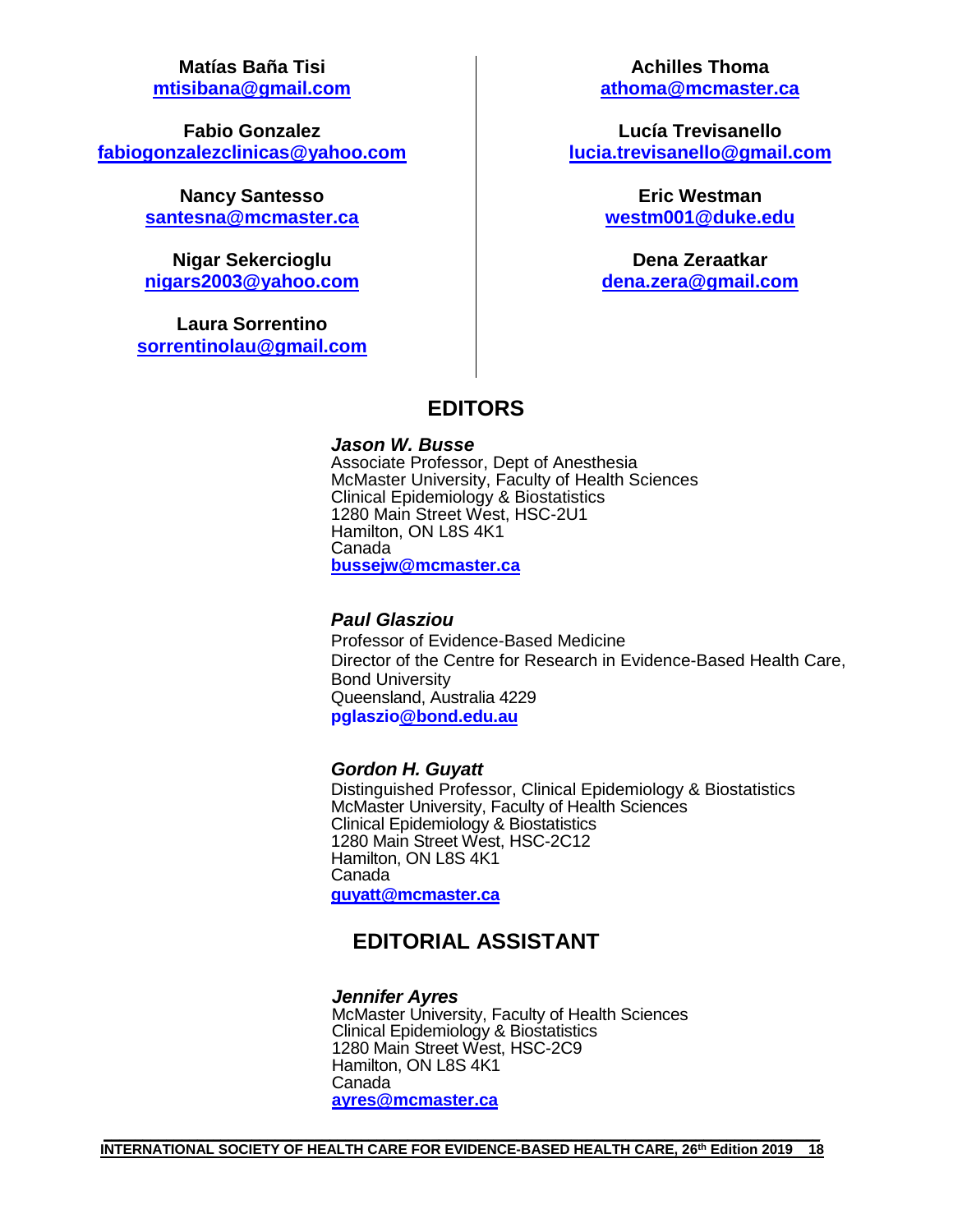**Matías Baña Tisi**
**mtisibana@gmail.com**

**Fabio Gonzalez**
**fabiogonzalezclinicas@yahoo.com**

**Nancy Santesso**
**santesna@mcmaster.ca**

**Nigar Sekercioglu**
**nigars2003@yahoo.com**

**Laura Sorrentino**
**sorrentinolau@gmail.com**

**Achilles Thoma**
**athoma@mcmaster.ca**

**Lucía Trevisanello**
**lucia.trevisanello@gmail.com**

**Eric Westman**
**westm001@duke.edu**

**Dena Zeraatkar**
**dena.zera@gmail.com**

## EDITORS

***Jason W. Busse***
Associate Professor, Dept of Anesthesia
McMaster University, Faculty of Health Sciences
Clinical Epidemiology & Biostatistics
1280 Main Street West, HSC-2U1
Hamilton, ON L8S 4K1
Canada
**bussejw@mcmaster.ca**

***Paul Glasziou***
Professor of Evidence-Based Medicine
Director of the Centre for Research in Evidence-Based Health Care,
Bond University
Queensland, Australia 4229
**pglaszio@bond.edu.au**

***Gordon H. Guyatt***
Distinguished Professor, Clinical Epidemiology & Biostatistics
McMaster University, Faculty of Health Sciences
Clinical Epidemiology & Biostatistics
1280 Main Street West, HSC-2C12
Hamilton, ON L8S 4K1
Canada
**guyatt@mcmaster.ca**

## EDITORIAL ASSISTANT

***Jennifer Ayres***
McMaster University, Faculty of Health Sciences
Clinical Epidemiology & Biostatistics
1280 Main Street West, HSC-2C9
Hamilton, ON L8S 4K1
Canada
**ayres@mcmaster.ca**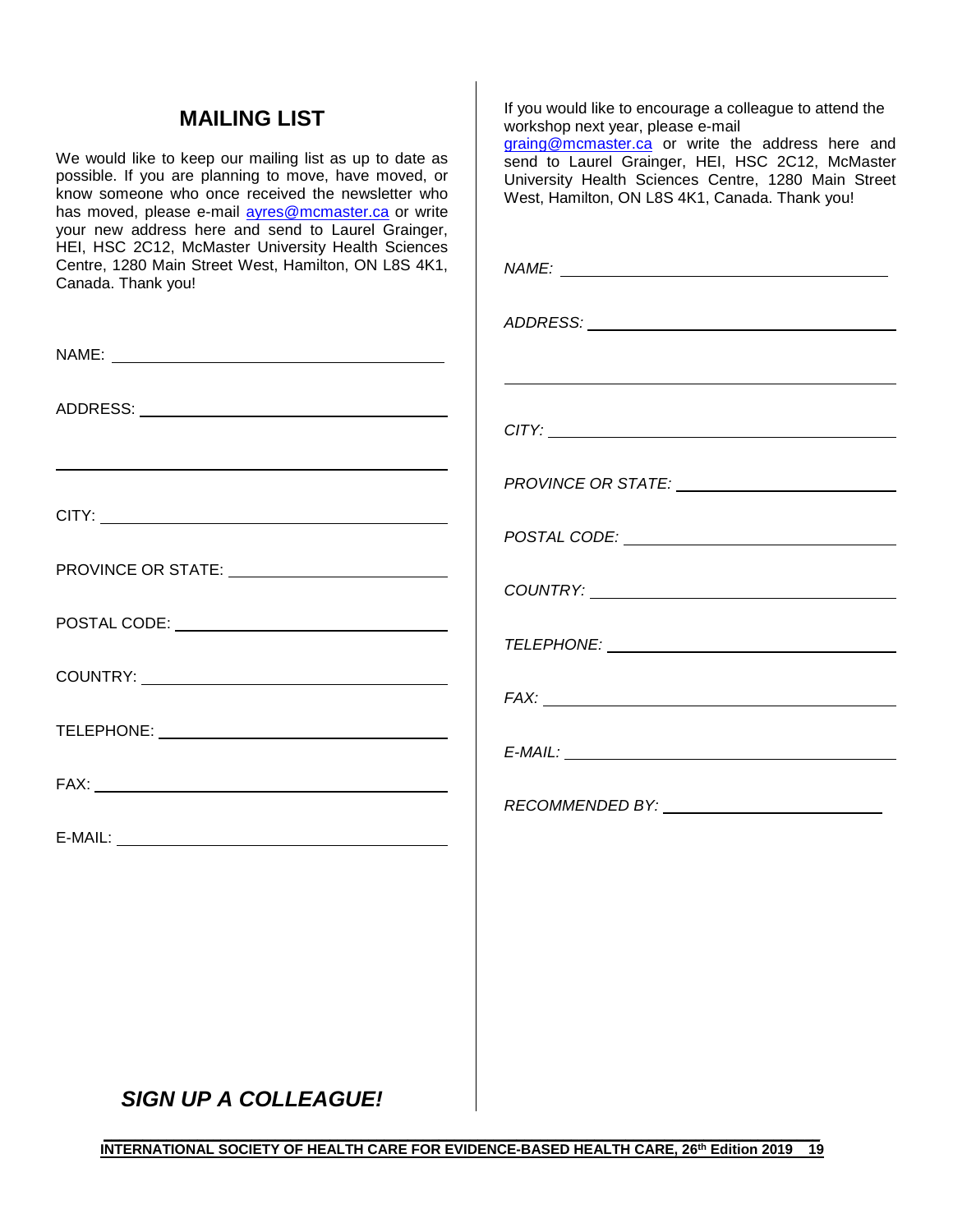## MAILING LIST

We would like to keep our mailing list as up to date as possible. If you are planning to move, have moved, or know someone who once received the newsletter who has moved, please e-mail ayres@mcmaster.ca or write your new address here and send to Laurel Grainger, HEI, HSC 2C12, McMaster University Health Sciences Centre, 1280 Main Street West, Hamilton, ON L8S 4K1, Canada. Thank you!

NAME: ____________________

ADDRESS: ____________________

____________________

CITY: ____________________

PROVINCE OR STATE: ____________________

POSTAL CODE: ____________________

COUNTRY: ____________________

TELEPHONE: ____________________

FAX: ____________________

E-MAIL: ____________________

## *SIGN UP A COLLEAGUE!*

If you would like to encourage a colleague to attend the workshop next year, please e-mail graing@mcmaster.ca or write the address here and send to Laurel Grainger, HEI, HSC 2C12, McMaster University Health Sciences Centre, 1280 Main Street West, Hamilton, ON L8S 4K1, Canada. Thank you!

*NAME:* ____________________

*ADDRESS:* ____________________

____________________

*CITY:* ____________________

*PROVINCE OR STATE:* ____________________

*POSTAL CODE:* ____________________

*COUNTRY:* ____________________

*TELEPHONE:* ____________________

*FAX:* ____________________

*E-MAIL:* ____________________

*RECOMMENDED BY:* ____________________